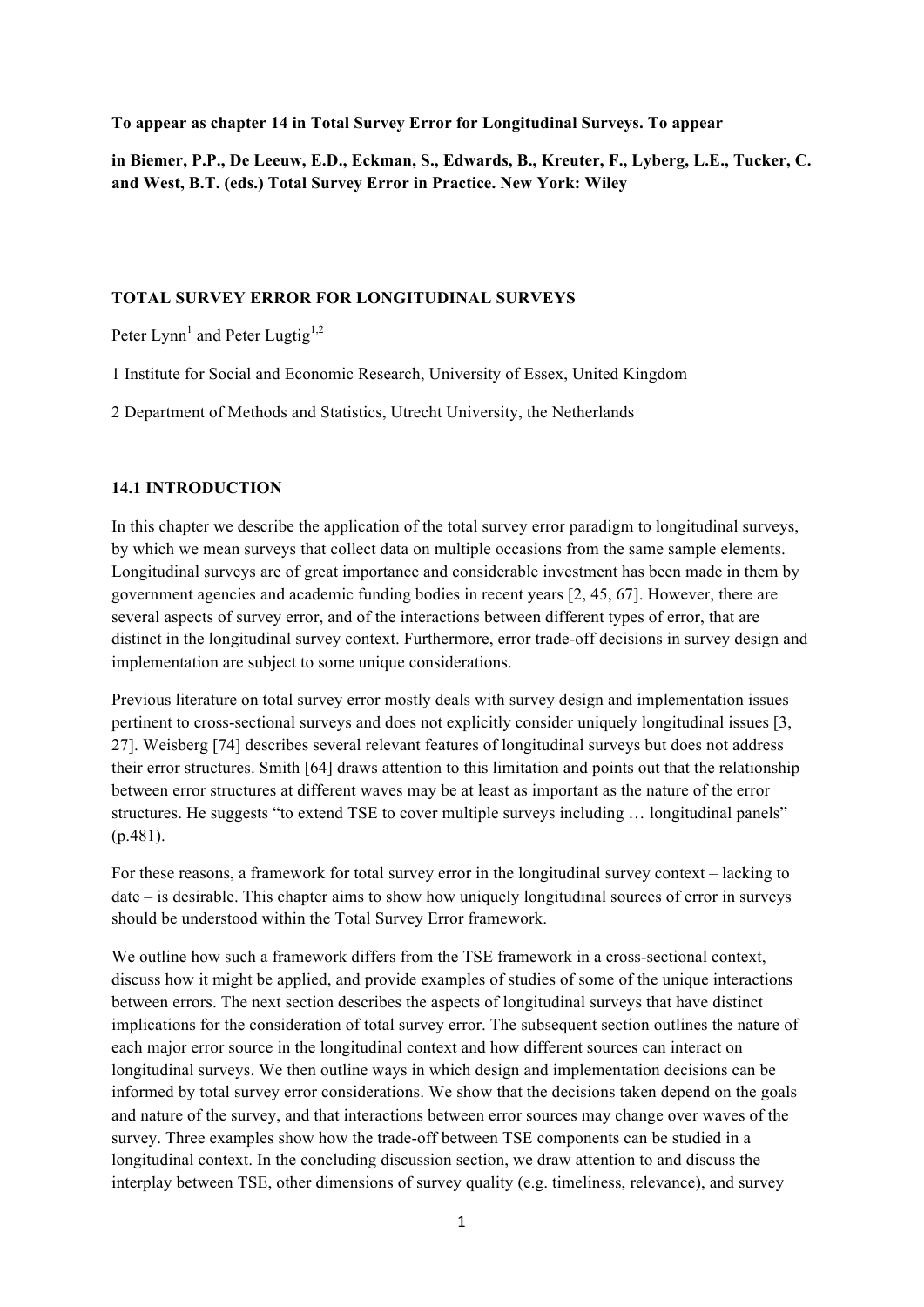**To appear as chapter 14 in Total Survey Error for Longitudinal Surveys. To appear**

**in Biemer, P.P., De Leeuw, E.D., Eckman, S., Edwards, B., Kreuter, F., Lyberg, L.E., Tucker, C. and West, B.T. (eds.) Total Survey Error in Practice. New York: Wiley**

# TOTAL SURVEY ERROR FOR LONGITUDINAL SURVEYS

Peter Lynn[1] and Peter Lugtig[1,2]

1 Institute for Social and Economic Research, University of Essex, United Kingdom

2 Department of Methods and Statistics, Utrecht University, the Netherlands

## 14.1 INTRODUCTION

In this chapter we describe the application of the total survey error paradigm to longitudinal surveys, by which we mean surveys that collect data on multiple occasions from the same sample elements. Longitudinal surveys are of great importance and considerable investment has been made in them by government agencies and academic funding bodies in recent years [2, 45, 67]. However, there are several aspects of survey error, and of the interactions between different types of error, that are distinct in the longitudinal survey context. Furthermore, error trade-off decisions in survey design and implementation are subject to some unique considerations.

Previous literature on total survey error mostly deals with survey design and implementation issues pertinent to cross-sectional surveys and does not explicitly consider uniquely longitudinal issues [3, 27]. Weisberg [74] describes several relevant features of longitudinal surveys but does not address their error structures. Smith [64] draws attention to this limitation and points out that the relationship between error structures at different waves may be at least as important as the nature of the error structures. He suggests "to extend TSE to cover multiple surveys including … longitudinal panels" (p.481).

For these reasons, a framework for total survey error in the longitudinal survey context – lacking to date – is desirable. This chapter aims to show how uniquely longitudinal sources of error in surveys should be understood within the Total Survey Error framework.

We outline how such a framework differs from the TSE framework in a cross-sectional context, discuss how it might be applied, and provide examples of studies of some of the unique interactions between errors. The next section describes the aspects of longitudinal surveys that have distinct implications for the consideration of total survey error. The subsequent section outlines the nature of each major error source in the longitudinal context and how different sources can interact on longitudinal surveys. We then outline ways in which design and implementation decisions can be informed by total survey error considerations. We show that the decisions taken depend on the goals and nature of the survey, and that interactions between error sources may change over waves of the survey. Three examples show how the trade-off between TSE components can be studied in a longitudinal context. In the concluding discussion section, we draw attention to and discuss the interplay between TSE, other dimensions of survey quality (e.g. timeliness, relevance), and survey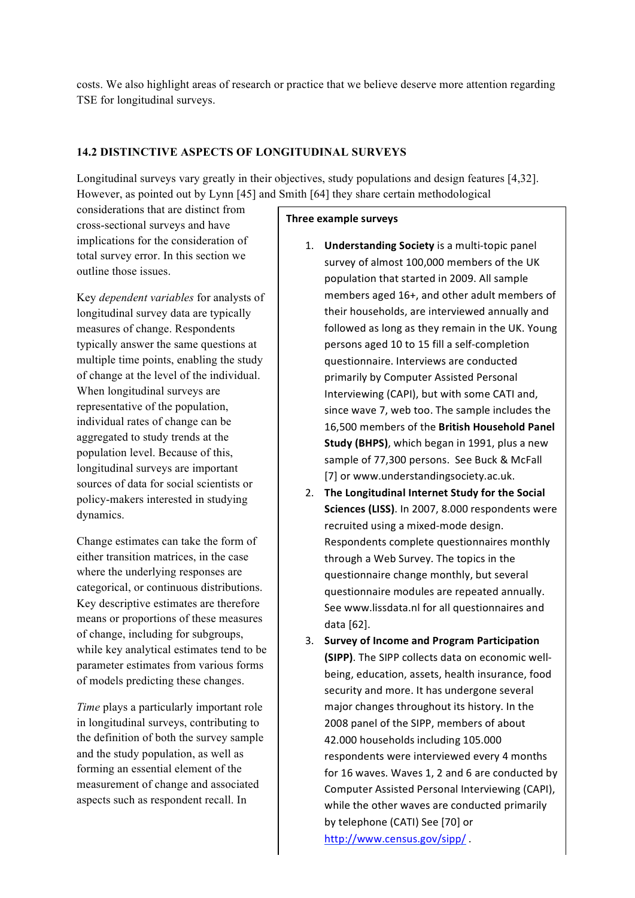costs. We also highlight areas of research or practice that we believe deserve more attention regarding TSE for longitudinal surveys.

## 14.2 DISTINCTIVE ASPECTS OF LONGITUDINAL SURVEYS

Longitudinal surveys vary greatly in their objectives, study populations and design features [4,32]. However, as pointed out by Lynn [45] and Smith [64] they share certain methodological considerations that are distinct from cross-sectional surveys and have implications for the consideration of total survey error. In this section we outline those issues.

Key *dependent variables* for analysts of longitudinal survey data are typically measures of change. Respondents typically answer the same questions at multiple time points, enabling the study of change at the level of the individual. When longitudinal surveys are representative of the population, individual rates of change can be aggregated to study trends at the population level. Because of this, longitudinal surveys are important sources of data for social scientists or policy-makers interested in studying dynamics.

Change estimates can take the form of either transition matrices, in the case where the underlying responses are categorical, or continuous distributions. Key descriptive estimates are therefore means or proportions of these measures of change, including for subgroups, while key analytical estimates tend to be parameter estimates from various forms of models predicting these changes.

*Time* plays a particularly important role in longitudinal surveys, contributing to the definition of both the survey sample and the study population, as well as forming an essential element of the measurement of change and associated aspects such as respondent recall. In

**Three example surveys**

1. **Understanding Society** is a multi-topic panel survey of almost 100,000 members of the UK population that started in 2009. All sample members aged 16+, and other adult members of their households, are interviewed annually and followed as long as they remain in the UK. Young persons aged 10 to 15 fill a self-completion questionnaire. Interviews are conducted primarily by Computer Assisted Personal Interviewing (CAPI), but with some CATI and, since wave 7, web too. The sample includes the 16,500 members of the **British Household Panel Study (BHPS)**, which began in 1991, plus a new sample of 77,300 persons. See Buck & McFall [7] or www.understandingsociety.ac.uk.
2. **The Longitudinal Internet Study for the Social Sciences (LISS)**. In 2007, 8.000 respondents were recruited using a mixed-mode design. Respondents complete questionnaires monthly through a Web Survey. The topics in the questionnaire change monthly, but several questionnaire modules are repeated annually. See www.lissdata.nl for all questionnaires and data [62].
3. **Survey of Income and Program Participation (SIPP)**. The SIPP collects data on economic well-being, education, assets, health insurance, food security and more. It has undergone several major changes throughout its history. In the 2008 panel of the SIPP, members of about 42.000 households including 105.000 respondents were interviewed every 4 months for 16 waves. Waves 1, 2 and 6 are conducted by Computer Assisted Personal Interviewing (CAPI), while the other waves are conducted primarily by telephone (CATI) See [70] or http://www.census.gov/sipp/ .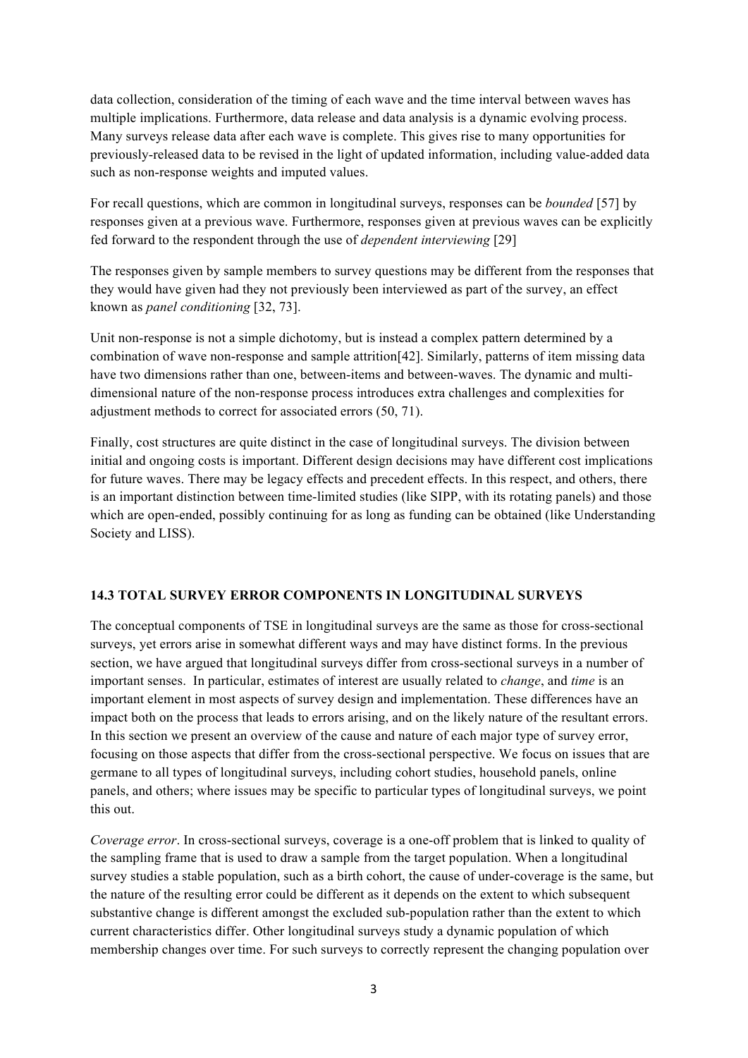data collection, consideration of the timing of each wave and the time interval between waves has multiple implications. Furthermore, data release and data analysis is a dynamic evolving process. Many surveys release data after each wave is complete. This gives rise to many opportunities for previously-released data to be revised in the light of updated information, including value-added data such as non-response weights and imputed values.

For recall questions, which are common in longitudinal surveys, responses can be *bounded* [57] by responses given at a previous wave. Furthermore, responses given at previous waves can be explicitly fed forward to the respondent through the use of *dependent interviewing* [29]

The responses given by sample members to survey questions may be different from the responses that they would have given had they not previously been interviewed as part of the survey, an effect known as *panel conditioning* [32, 73].

Unit non-response is not a simple dichotomy, but is instead a complex pattern determined by a combination of wave non-response and sample attrition[42]. Similarly, patterns of item missing data have two dimensions rather than one, between-items and between-waves. The dynamic and multi-dimensional nature of the non-response process introduces extra challenges and complexities for adjustment methods to correct for associated errors (50, 71).

Finally, cost structures are quite distinct in the case of longitudinal surveys. The division between initial and ongoing costs is important. Different design decisions may have different cost implications for future waves. There may be legacy effects and precedent effects. In this respect, and others, there is an important distinction between time-limited studies (like SIPP, with its rotating panels) and those which are open-ended, possibly continuing for as long as funding can be obtained (like Understanding Society and LISS).

## 14.3 TOTAL SURVEY ERROR COMPONENTS IN LONGITUDINAL SURVEYS

The conceptual components of TSE in longitudinal surveys are the same as those for cross-sectional surveys, yet errors arise in somewhat different ways and may have distinct forms. In the previous section, we have argued that longitudinal surveys differ from cross-sectional surveys in a number of important senses. In particular, estimates of interest are usually related to *change*, and *time* is an important element in most aspects of survey design and implementation. These differences have an impact both on the process that leads to errors arising, and on the likely nature of the resultant errors. In this section we present an overview of the cause and nature of each major type of survey error, focusing on those aspects that differ from the cross-sectional perspective. We focus on issues that are germane to all types of longitudinal surveys, including cohort studies, household panels, online panels, and others; where issues may be specific to particular types of longitudinal surveys, we point this out.

*Coverage error*. In cross-sectional surveys, coverage is a one-off problem that is linked to quality of the sampling frame that is used to draw a sample from the target population. When a longitudinal survey studies a stable population, such as a birth cohort, the cause of under-coverage is the same, but the nature of the resulting error could be different as it depends on the extent to which subsequent substantive change is different amongst the excluded sub-population rather than the extent to which current characteristics differ. Other longitudinal surveys study a dynamic population of which membership changes over time. For such surveys to correctly represent the changing population over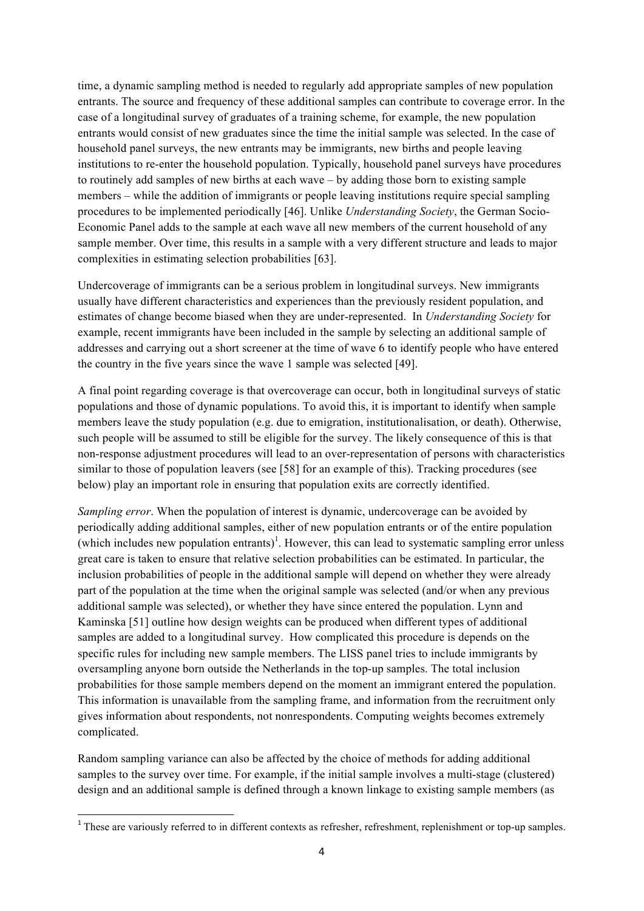time, a dynamic sampling method is needed to regularly add appropriate samples of new population entrants. The source and frequency of these additional samples can contribute to coverage error. In the case of a longitudinal survey of graduates of a training scheme, for example, the new population entrants would consist of new graduates since the time the initial sample was selected. In the case of household panel surveys, the new entrants may be immigrants, new births and people leaving institutions to re-enter the household population. Typically, household panel surveys have procedures to routinely add samples of new births at each wave – by adding those born to existing sample members – while the addition of immigrants or people leaving institutions require special sampling procedures to be implemented periodically [46]. Unlike *Understanding Society*, the German Socio-Economic Panel adds to the sample at each wave all new members of the current household of any sample member. Over time, this results in a sample with a very different structure and leads to major complexities in estimating selection probabilities [63].

Undercoverage of immigrants can be a serious problem in longitudinal surveys. New immigrants usually have different characteristics and experiences than the previously resident population, and estimates of change become biased when they are under-represented. In *Understanding Society* for example, recent immigrants have been included in the sample by selecting an additional sample of addresses and carrying out a short screener at the time of wave 6 to identify people who have entered the country in the five years since the wave 1 sample was selected [49].

A final point regarding coverage is that overcoverage can occur, both in longitudinal surveys of static populations and those of dynamic populations. To avoid this, it is important to identify when sample members leave the study population (e.g. due to emigration, institutionalisation, or death). Otherwise, such people will be assumed to still be eligible for the survey. The likely consequence of this is that non-response adjustment procedures will lead to an over-representation of persons with characteristics similar to those of population leavers (see [58] for an example of this). Tracking procedures (see below) play an important role in ensuring that population exits are correctly identified.

*Sampling error*. When the population of interest is dynamic, undercoverage can be avoided by periodically adding additional samples, either of new population entrants or of the entire population (which includes new population entrants)[1]. However, this can lead to systematic sampling error unless great care is taken to ensure that relative selection probabilities can be estimated. In particular, the inclusion probabilities of people in the additional sample will depend on whether they were already part of the population at the time when the original sample was selected (and/or when any previous additional sample was selected), or whether they have since entered the population. Lynn and Kaminska [51] outline how design weights can be produced when different types of additional samples are added to a longitudinal survey. How complicated this procedure is depends on the specific rules for including new sample members. The LISS panel tries to include immigrants by oversampling anyone born outside the Netherlands in the top-up samples. The total inclusion probabilities for those sample members depend on the moment an immigrant entered the population. This information is unavailable from the sampling frame, and information from the recruitment only gives information about respondents, not nonrespondents. Computing weights becomes extremely complicated.

Random sampling variance can also be affected by the choice of methods for adding additional samples to the survey over time. For example, if the initial sample involves a multi-stage (clustered) design and an additional sample is defined through a known linkage to existing sample members (as

[1] These are variously referred to in different contexts as refresher, refreshment, replenishment or top-up samples.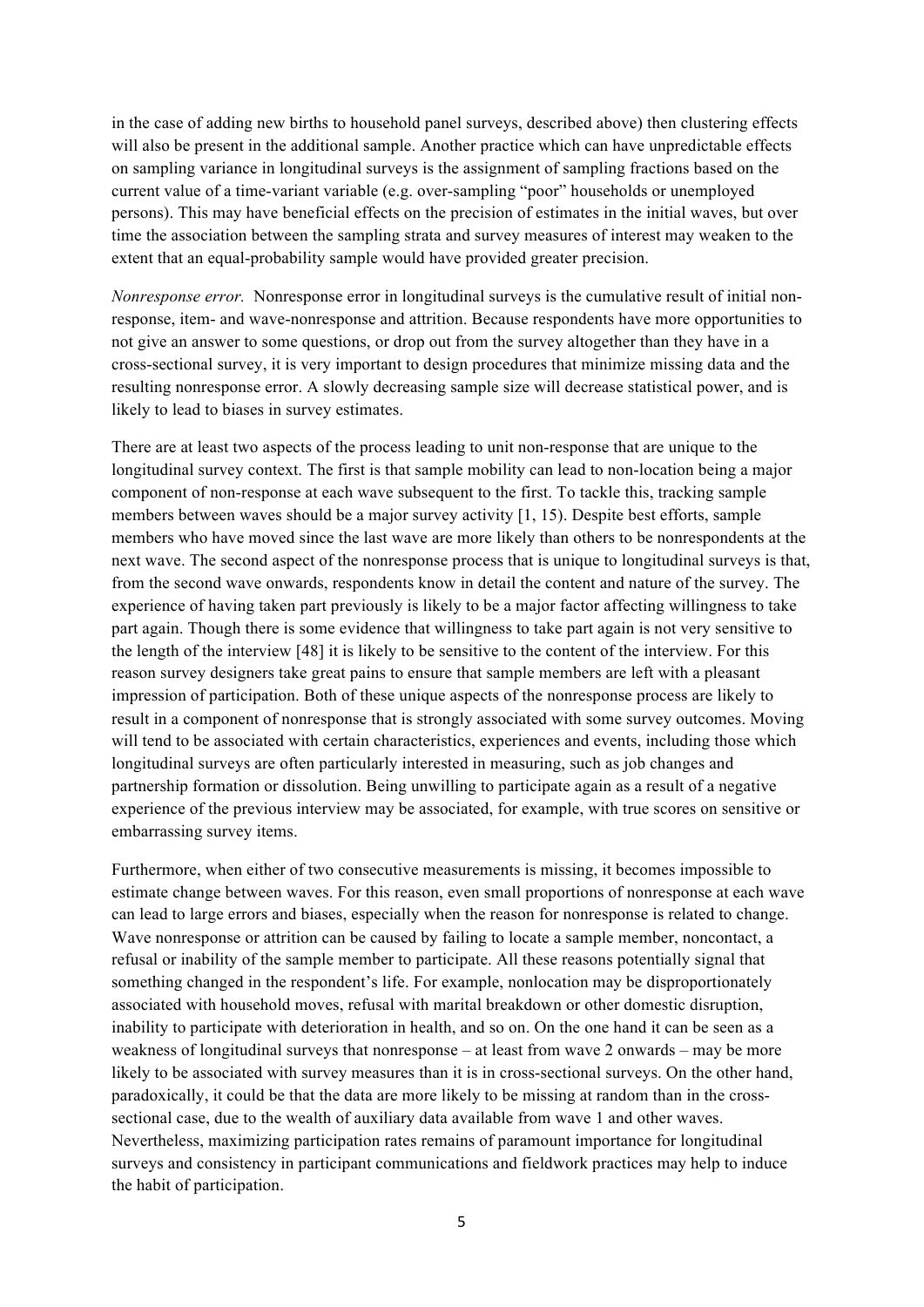in the case of adding new births to household panel surveys, described above) then clustering effects will also be present in the additional sample. Another practice which can have unpredictable effects on sampling variance in longitudinal surveys is the assignment of sampling fractions based on the current value of a time-variant variable (e.g. over-sampling "poor" households or unemployed persons). This may have beneficial effects on the precision of estimates in the initial waves, but over time the association between the sampling strata and survey measures of interest may weaken to the extent that an equal-probability sample would have provided greater precision.

*Nonresponse error.* Nonresponse error in longitudinal surveys is the cumulative result of initial non-response, item- and wave-nonresponse and attrition. Because respondents have more opportunities to not give an answer to some questions, or drop out from the survey altogether than they have in a cross-sectional survey, it is very important to design procedures that minimize missing data and the resulting nonresponse error. A slowly decreasing sample size will decrease statistical power, and is likely to lead to biases in survey estimates.

There are at least two aspects of the process leading to unit non-response that are unique to the longitudinal survey context. The first is that sample mobility can lead to non-location being a major component of non-response at each wave subsequent to the first. To tackle this, tracking sample members between waves should be a major survey activity [1, 15). Despite best efforts, sample members who have moved since the last wave are more likely than others to be nonrespondents at the next wave. The second aspect of the nonresponse process that is unique to longitudinal surveys is that, from the second wave onwards, respondents know in detail the content and nature of the survey. The experience of having taken part previously is likely to be a major factor affecting willingness to take part again. Though there is some evidence that willingness to take part again is not very sensitive to the length of the interview [48] it is likely to be sensitive to the content of the interview. For this reason survey designers take great pains to ensure that sample members are left with a pleasant impression of participation. Both of these unique aspects of the nonresponse process are likely to result in a component of nonresponse that is strongly associated with some survey outcomes. Moving will tend to be associated with certain characteristics, experiences and events, including those which longitudinal surveys are often particularly interested in measuring, such as job changes and partnership formation or dissolution. Being unwilling to participate again as a result of a negative experience of the previous interview may be associated, for example, with true scores on sensitive or embarrassing survey items.

Furthermore, when either of two consecutive measurements is missing, it becomes impossible to estimate change between waves. For this reason, even small proportions of nonresponse at each wave can lead to large errors and biases, especially when the reason for nonresponse is related to change. Wave nonresponse or attrition can be caused by failing to locate a sample member, noncontact, a refusal or inability of the sample member to participate. All these reasons potentially signal that something changed in the respondent's life. For example, nonlocation may be disproportionately associated with household moves, refusal with marital breakdown or other domestic disruption, inability to participate with deterioration in health, and so on. On the one hand it can be seen as a weakness of longitudinal surveys that nonresponse – at least from wave 2 onwards – may be more likely to be associated with survey measures than it is in cross-sectional surveys. On the other hand, paradoxically, it could be that the data are more likely to be missing at random than in the cross-sectional case, due to the wealth of auxiliary data available from wave 1 and other waves. Nevertheless, maximizing participation rates remains of paramount importance for longitudinal surveys and consistency in participant communications and fieldwork practices may help to induce the habit of participation.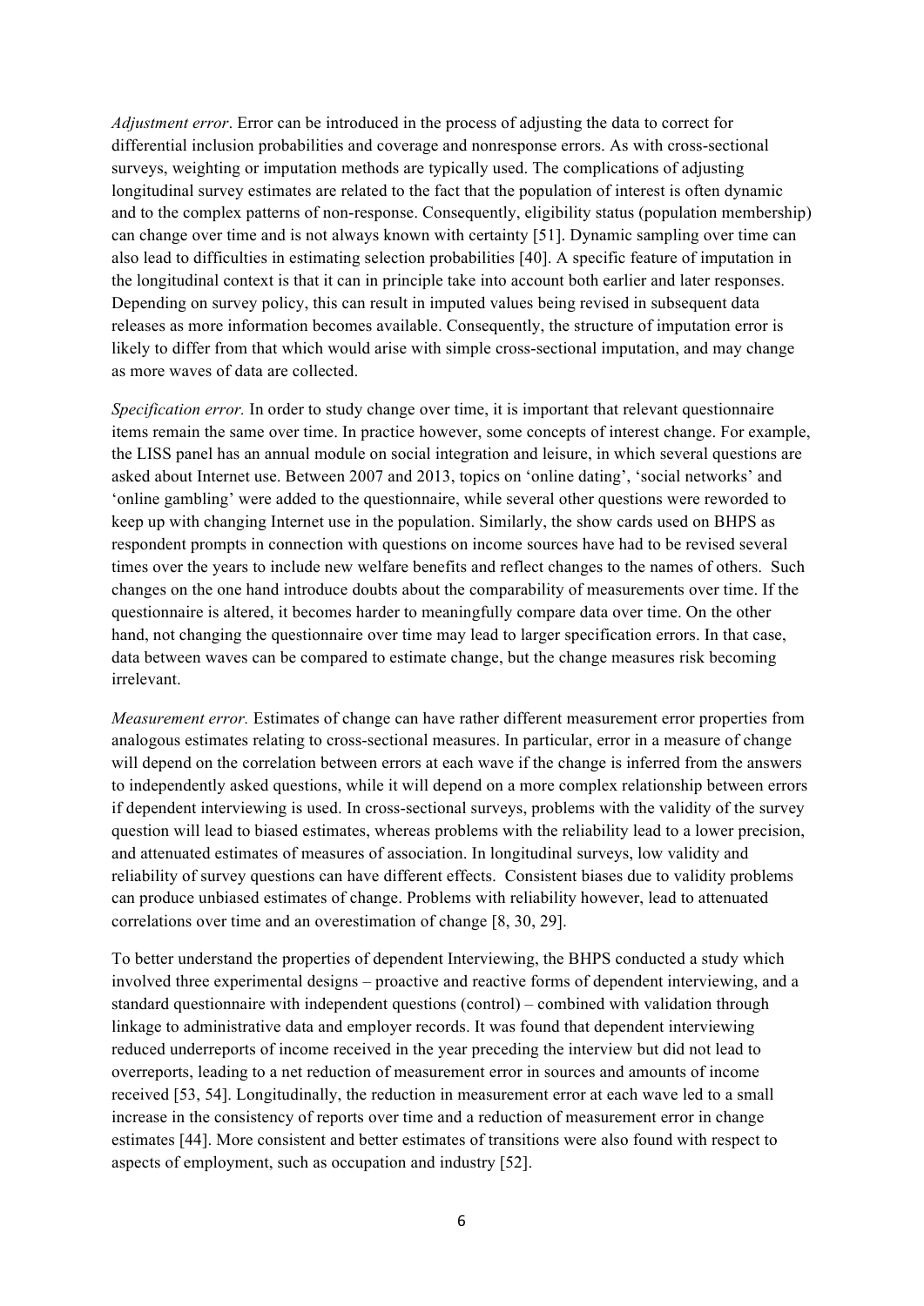*Adjustment error*. Error can be introduced in the process of adjusting the data to correct for differential inclusion probabilities and coverage and nonresponse errors. As with cross-sectional surveys, weighting or imputation methods are typically used. The complications of adjusting longitudinal survey estimates are related to the fact that the population of interest is often dynamic and to the complex patterns of non-response. Consequently, eligibility status (population membership) can change over time and is not always known with certainty [51]. Dynamic sampling over time can also lead to difficulties in estimating selection probabilities [40]. A specific feature of imputation in the longitudinal context is that it can in principle take into account both earlier and later responses. Depending on survey policy, this can result in imputed values being revised in subsequent data releases as more information becomes available. Consequently, the structure of imputation error is likely to differ from that which would arise with simple cross-sectional imputation, and may change as more waves of data are collected.

*Specification error.* In order to study change over time, it is important that relevant questionnaire items remain the same over time. In practice however, some concepts of interest change. For example, the LISS panel has an annual module on social integration and leisure, in which several questions are asked about Internet use. Between 2007 and 2013, topics on 'online dating', 'social networks' and 'online gambling' were added to the questionnaire, while several other questions were reworded to keep up with changing Internet use in the population. Similarly, the show cards used on BHPS as respondent prompts in connection with questions on income sources have had to be revised several times over the years to include new welfare benefits and reflect changes to the names of others. Such changes on the one hand introduce doubts about the comparability of measurements over time. If the questionnaire is altered, it becomes harder to meaningfully compare data over time. On the other hand, not changing the questionnaire over time may lead to larger specification errors. In that case, data between waves can be compared to estimate change, but the change measures risk becoming irrelevant.

*Measurement error.* Estimates of change can have rather different measurement error properties from analogous estimates relating to cross-sectional measures. In particular, error in a measure of change will depend on the correlation between errors at each wave if the change is inferred from the answers to independently asked questions, while it will depend on a more complex relationship between errors if dependent interviewing is used. In cross-sectional surveys, problems with the validity of the survey question will lead to biased estimates, whereas problems with the reliability lead to a lower precision, and attenuated estimates of measures of association. In longitudinal surveys, low validity and reliability of survey questions can have different effects. Consistent biases due to validity problems can produce unbiased estimates of change. Problems with reliability however, lead to attenuated correlations over time and an overestimation of change [8, 30, 29].

To better understand the properties of dependent Interviewing, the BHPS conducted a study which involved three experimental designs – proactive and reactive forms of dependent interviewing, and a standard questionnaire with independent questions (control) – combined with validation through linkage to administrative data and employer records. It was found that dependent interviewing reduced underreports of income received in the year preceding the interview but did not lead to overreports, leading to a net reduction of measurement error in sources and amounts of income received [53, 54]. Longitudinally, the reduction in measurement error at each wave led to a small increase in the consistency of reports over time and a reduction of measurement error in change estimates [44]. More consistent and better estimates of transitions were also found with respect to aspects of employment, such as occupation and industry [52].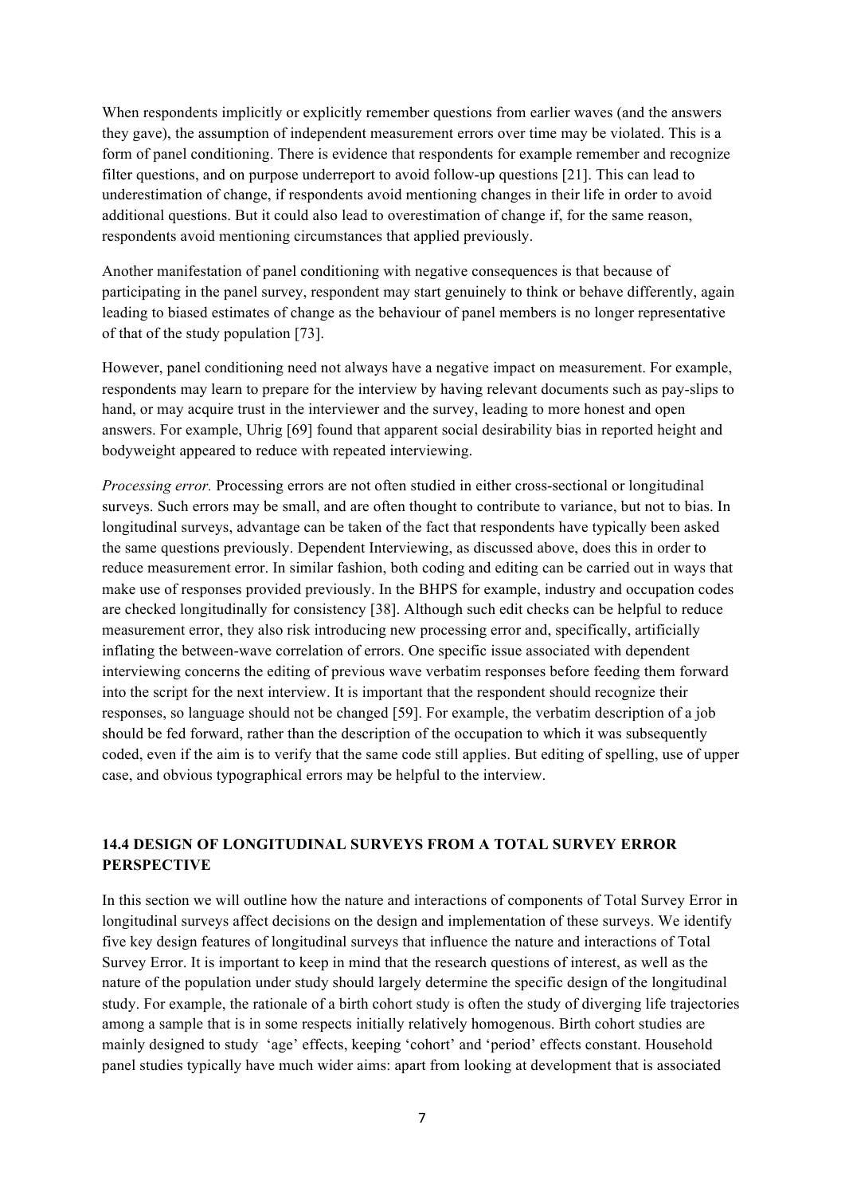When respondents implicitly or explicitly remember questions from earlier waves (and the answers they gave), the assumption of independent measurement errors over time may be violated. This is a form of panel conditioning. There is evidence that respondents for example remember and recognize filter questions, and on purpose underreport to avoid follow-up questions [21]. This can lead to underestimation of change, if respondents avoid mentioning changes in their life in order to avoid additional questions. But it could also lead to overestimation of change if, for the same reason, respondents avoid mentioning circumstances that applied previously.

Another manifestation of panel conditioning with negative consequences is that because of participating in the panel survey, respondent may start genuinely to think or behave differently, again leading to biased estimates of change as the behaviour of panel members is no longer representative of that of the study population [73].

However, panel conditioning need not always have a negative impact on measurement. For example, respondents may learn to prepare for the interview by having relevant documents such as pay-slips to hand, or may acquire trust in the interviewer and the survey, leading to more honest and open answers. For example, Uhrig [69] found that apparent social desirability bias in reported height and bodyweight appeared to reduce with repeated interviewing.

*Processing error.* Processing errors are not often studied in either cross-sectional or longitudinal surveys. Such errors may be small, and are often thought to contribute to variance, but not to bias. In longitudinal surveys, advantage can be taken of the fact that respondents have typically been asked the same questions previously. Dependent Interviewing, as discussed above, does this in order to reduce measurement error. In similar fashion, both coding and editing can be carried out in ways that make use of responses provided previously. In the BHPS for example, industry and occupation codes are checked longitudinally for consistency [38]. Although such edit checks can be helpful to reduce measurement error, they also risk introducing new processing error and, specifically, artificially inflating the between-wave correlation of errors. One specific issue associated with dependent interviewing concerns the editing of previous wave verbatim responses before feeding them forward into the script for the next interview. It is important that the respondent should recognize their responses, so language should not be changed [59]. For example, the verbatim description of a job should be fed forward, rather than the description of the occupation to which it was subsequently coded, even if the aim is to verify that the same code still applies. But editing of spelling, use of upper case, and obvious typographical errors may be helpful to the interview.

## 14.4 DESIGN OF LONGITUDINAL SURVEYS FROM A TOTAL SURVEY ERROR PERSPECTIVE

In this section we will outline how the nature and interactions of components of Total Survey Error in longitudinal surveys affect decisions on the design and implementation of these surveys. We identify five key design features of longitudinal surveys that influence the nature and interactions of Total Survey Error. It is important to keep in mind that the research questions of interest, as well as the nature of the population under study should largely determine the specific design of the longitudinal study. For example, the rationale of a birth cohort study is often the study of diverging life trajectories among a sample that is in some respects initially relatively homogenous. Birth cohort studies are mainly designed to study 'age' effects, keeping 'cohort' and 'period' effects constant. Household panel studies typically have much wider aims: apart from looking at development that is associated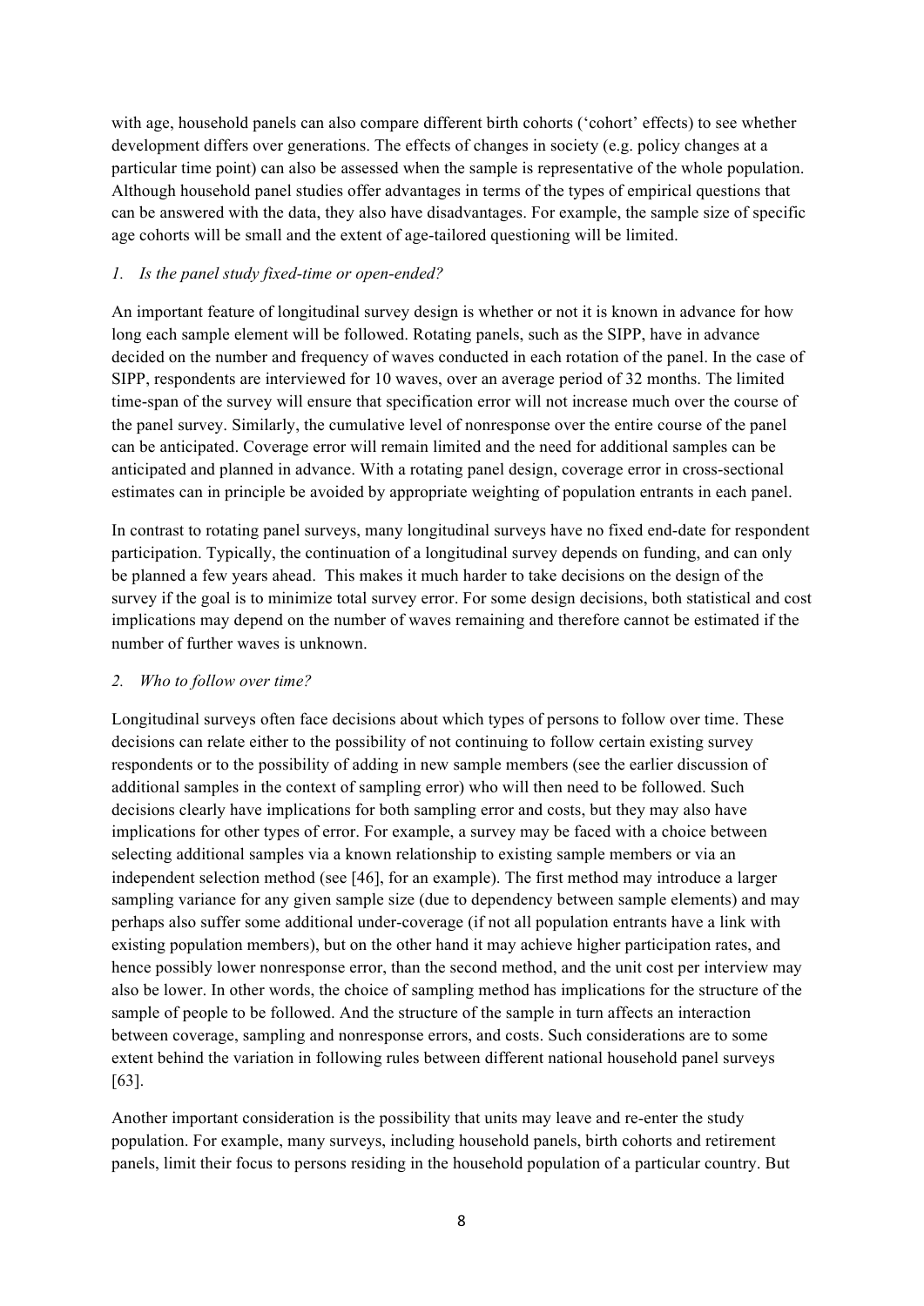with age, household panels can also compare different birth cohorts ('cohort' effects) to see whether development differs over generations. The effects of changes in society (e.g. policy changes at a particular time point) can also be assessed when the sample is representative of the whole population. Although household panel studies offer advantages in terms of the types of empirical questions that can be answered with the data, they also have disadvantages. For example, the sample size of specific age cohorts will be small and the extent of age-tailored questioning will be limited.

*1. Is the panel study fixed-time or open-ended?*

An important feature of longitudinal survey design is whether or not it is known in advance for how long each sample element will be followed. Rotating panels, such as the SIPP, have in advance decided on the number and frequency of waves conducted in each rotation of the panel. In the case of SIPP, respondents are interviewed for 10 waves, over an average period of 32 months. The limited time-span of the survey will ensure that specification error will not increase much over the course of the panel survey. Similarly, the cumulative level of nonresponse over the entire course of the panel can be anticipated. Coverage error will remain limited and the need for additional samples can be anticipated and planned in advance. With a rotating panel design, coverage error in cross-sectional estimates can in principle be avoided by appropriate weighting of population entrants in each panel.

In contrast to rotating panel surveys, many longitudinal surveys have no fixed end-date for respondent participation. Typically, the continuation of a longitudinal survey depends on funding, and can only be planned a few years ahead. This makes it much harder to take decisions on the design of the survey if the goal is to minimize total survey error. For some design decisions, both statistical and cost implications may depend on the number of waves remaining and therefore cannot be estimated if the number of further waves is unknown.

*2. Who to follow over time?*

Longitudinal surveys often face decisions about which types of persons to follow over time. These decisions can relate either to the possibility of not continuing to follow certain existing survey respondents or to the possibility of adding in new sample members (see the earlier discussion of additional samples in the context of sampling error) who will then need to be followed. Such decisions clearly have implications for both sampling error and costs, but they may also have implications for other types of error. For example, a survey may be faced with a choice between selecting additional samples via a known relationship to existing sample members or via an independent selection method (see [46], for an example). The first method may introduce a larger sampling variance for any given sample size (due to dependency between sample elements) and may perhaps also suffer some additional under-coverage (if not all population entrants have a link with existing population members), but on the other hand it may achieve higher participation rates, and hence possibly lower nonresponse error, than the second method, and the unit cost per interview may also be lower. In other words, the choice of sampling method has implications for the structure of the sample of people to be followed. And the structure of the sample in turn affects an interaction between coverage, sampling and nonresponse errors, and costs. Such considerations are to some extent behind the variation in following rules between different national household panel surveys [63].

Another important consideration is the possibility that units may leave and re-enter the study population. For example, many surveys, including household panels, birth cohorts and retirement panels, limit their focus to persons residing in the household population of a particular country. But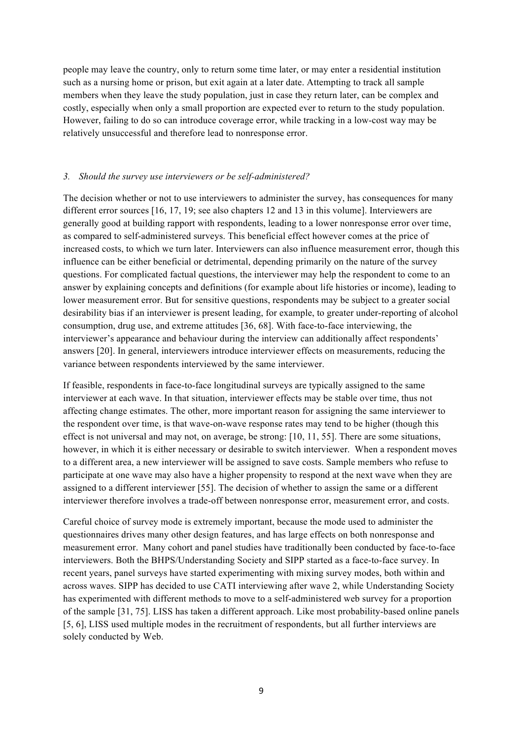people may leave the country, only to return some time later, or may enter a residential institution such as a nursing home or prison, but exit again at a later date. Attempting to track all sample members when they leave the study population, just in case they return later, can be complex and costly, especially when only a small proportion are expected ever to return to the study population. However, failing to do so can introduce coverage error, while tracking in a low-cost way may be relatively unsuccessful and therefore lead to nonresponse error.

### *3. Should the survey use interviewers or be self-administered?*

The decision whether or not to use interviewers to administer the survey, has consequences for many different error sources [16, 17, 19; see also chapters 12 and 13 in this volume]. Interviewers are generally good at building rapport with respondents, leading to a lower nonresponse error over time, as compared to self-administered surveys. This beneficial effect however comes at the price of increased costs, to which we turn later. Interviewers can also influence measurement error, though this influence can be either beneficial or detrimental, depending primarily on the nature of the survey questions. For complicated factual questions, the interviewer may help the respondent to come to an answer by explaining concepts and definitions (for example about life histories or income), leading to lower measurement error. But for sensitive questions, respondents may be subject to a greater social desirability bias if an interviewer is present leading, for example, to greater under-reporting of alcohol consumption, drug use, and extreme attitudes [36, 68]. With face-to-face interviewing, the interviewer's appearance and behaviour during the interview can additionally affect respondents' answers [20]. In general, interviewers introduce interviewer effects on measurements, reducing the variance between respondents interviewed by the same interviewer.

If feasible, respondents in face-to-face longitudinal surveys are typically assigned to the same interviewer at each wave. In that situation, interviewer effects may be stable over time, thus not affecting change estimates. The other, more important reason for assigning the same interviewer to the respondent over time, is that wave-on-wave response rates may tend to be higher (though this effect is not universal and may not, on average, be strong: [10, 11, 55]. There are some situations, however, in which it is either necessary or desirable to switch interviewer. When a respondent moves to a different area, a new interviewer will be assigned to save costs. Sample members who refuse to participate at one wave may also have a higher propensity to respond at the next wave when they are assigned to a different interviewer [55]. The decision of whether to assign the same or a different interviewer therefore involves a trade-off between nonresponse error, measurement error, and costs.

Careful choice of survey mode is extremely important, because the mode used to administer the questionnaires drives many other design features, and has large effects on both nonresponse and measurement error. Many cohort and panel studies have traditionally been conducted by face-to-face interviewers. Both the BHPS/Understanding Society and SIPP started as a face-to-face survey. In recent years, panel surveys have started experimenting with mixing survey modes, both within and across waves. SIPP has decided to use CATI interviewing after wave 2, while Understanding Society has experimented with different methods to move to a self-administered web survey for a proportion of the sample [31, 75]. LISS has taken a different approach. Like most probability-based online panels [5, 6], LISS used multiple modes in the recruitment of respondents, but all further interviews are solely conducted by Web.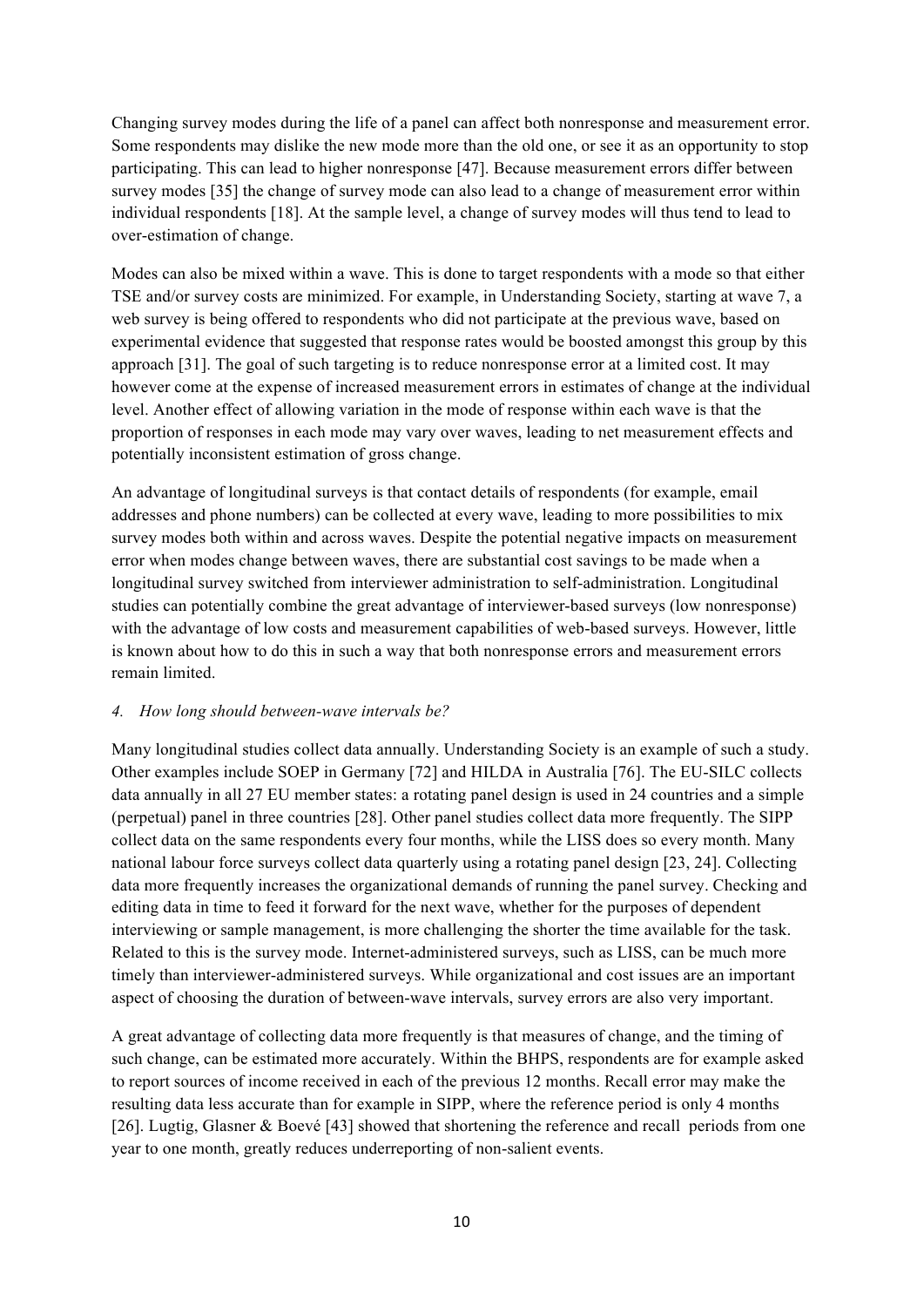Changing survey modes during the life of a panel can affect both nonresponse and measurement error. Some respondents may dislike the new mode more than the old one, or see it as an opportunity to stop participating. This can lead to higher nonresponse [47]. Because measurement errors differ between survey modes [35] the change of survey mode can also lead to a change of measurement error within individual respondents [18]. At the sample level, a change of survey modes will thus tend to lead to over-estimation of change.

Modes can also be mixed within a wave. This is done to target respondents with a mode so that either TSE and/or survey costs are minimized. For example, in Understanding Society, starting at wave 7, a web survey is being offered to respondents who did not participate at the previous wave, based on experimental evidence that suggested that response rates would be boosted amongst this group by this approach [31]. The goal of such targeting is to reduce nonresponse error at a limited cost. It may however come at the expense of increased measurement errors in estimates of change at the individual level. Another effect of allowing variation in the mode of response within each wave is that the proportion of responses in each mode may vary over waves, leading to net measurement effects and potentially inconsistent estimation of gross change.

An advantage of longitudinal surveys is that contact details of respondents (for example, email addresses and phone numbers) can be collected at every wave, leading to more possibilities to mix survey modes both within and across waves. Despite the potential negative impacts on measurement error when modes change between waves, there are substantial cost savings to be made when a longitudinal survey switched from interviewer administration to self-administration. Longitudinal studies can potentially combine the great advantage of interviewer-based surveys (low nonresponse) with the advantage of low costs and measurement capabilities of web-based surveys. However, little is known about how to do this in such a way that both nonresponse errors and measurement errors remain limited.

*4. How long should between-wave intervals be?*

Many longitudinal studies collect data annually. Understanding Society is an example of such a study. Other examples include SOEP in Germany [72] and HILDA in Australia [76]. The EU-SILC collects data annually in all 27 EU member states: a rotating panel design is used in 24 countries and a simple (perpetual) panel in three countries [28]. Other panel studies collect data more frequently. The SIPP collect data on the same respondents every four months, while the LISS does so every month. Many national labour force surveys collect data quarterly using a rotating panel design [23, 24]. Collecting data more frequently increases the organizational demands of running the panel survey. Checking and editing data in time to feed it forward for the next wave, whether for the purposes of dependent interviewing or sample management, is more challenging the shorter the time available for the task. Related to this is the survey mode. Internet-administered surveys, such as LISS, can be much more timely than interviewer-administered surveys. While organizational and cost issues are an important aspect of choosing the duration of between-wave intervals, survey errors are also very important.

A great advantage of collecting data more frequently is that measures of change, and the timing of such change, can be estimated more accurately. Within the BHPS, respondents are for example asked to report sources of income received in each of the previous 12 months. Recall error may make the resulting data less accurate than for example in SIPP, where the reference period is only 4 months [26]. Lugtig, Glasner & Boevé [43] showed that shortening the reference and recall periods from one year to one month, greatly reduces underreporting of non-salient events.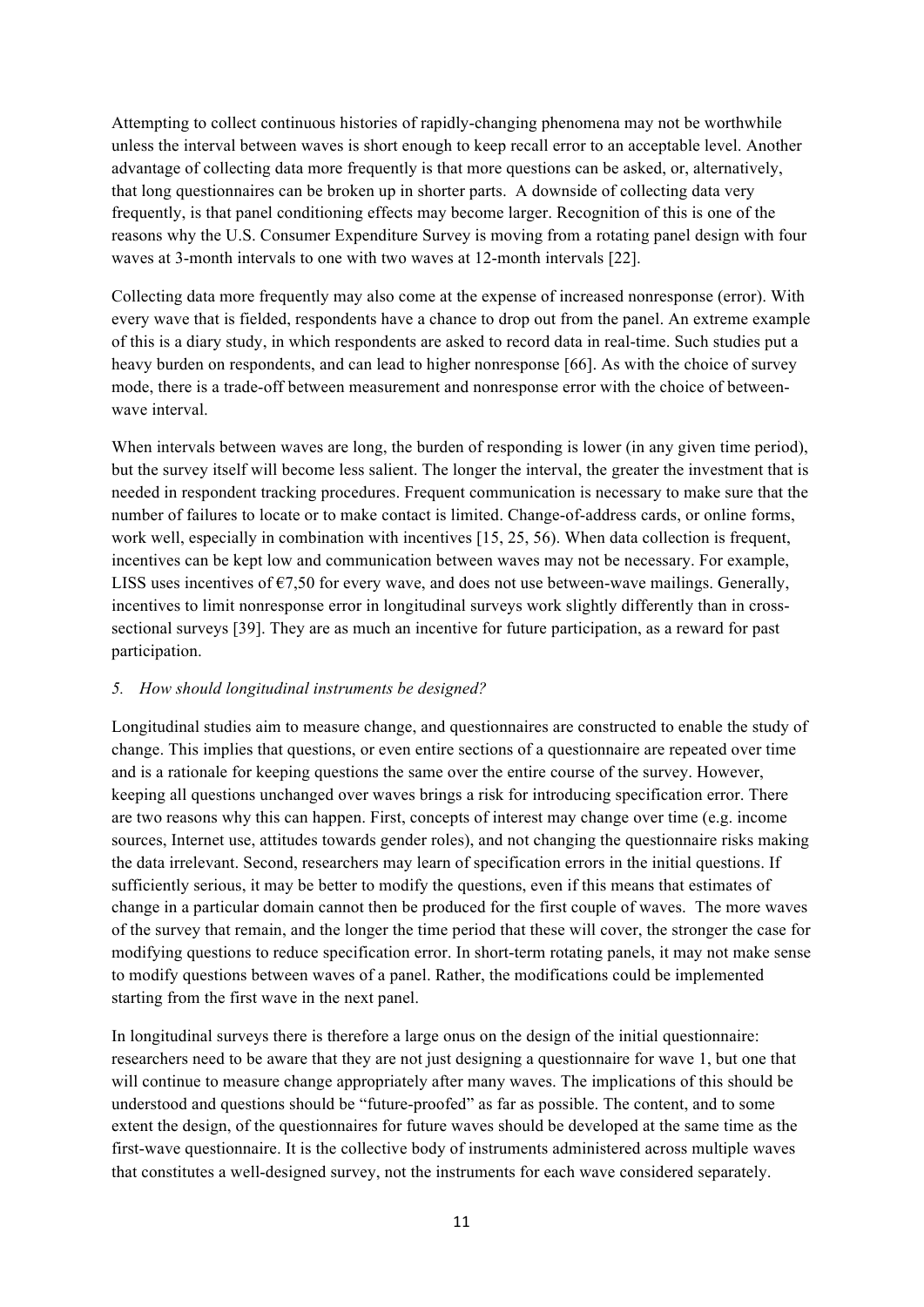Attempting to collect continuous histories of rapidly-changing phenomena may not be worthwhile unless the interval between waves is short enough to keep recall error to an acceptable level. Another advantage of collecting data more frequently is that more questions can be asked, or, alternatively, that long questionnaires can be broken up in shorter parts. A downside of collecting data very frequently, is that panel conditioning effects may become larger. Recognition of this is one of the reasons why the U.S. Consumer Expenditure Survey is moving from a rotating panel design with four waves at 3-month intervals to one with two waves at 12-month intervals [22].

Collecting data more frequently may also come at the expense of increased nonresponse (error). With every wave that is fielded, respondents have a chance to drop out from the panel. An extreme example of this is a diary study, in which respondents are asked to record data in real-time. Such studies put a heavy burden on respondents, and can lead to higher nonresponse [66]. As with the choice of survey mode, there is a trade-off between measurement and nonresponse error with the choice of between-wave interval.

When intervals between waves are long, the burden of responding is lower (in any given time period), but the survey itself will become less salient. The longer the interval, the greater the investment that is needed in respondent tracking procedures. Frequent communication is necessary to make sure that the number of failures to locate or to make contact is limited. Change-of-address cards, or online forms, work well, especially in combination with incentives [15, 25, 56). When data collection is frequent, incentives can be kept low and communication between waves may not be necessary. For example, LISS uses incentives of €7,50 for every wave, and does not use between-wave mailings. Generally, incentives to limit nonresponse error in longitudinal surveys work slightly differently than in cross-sectional surveys [39]. They are as much an incentive for future participation, as a reward for past participation.

*5. How should longitudinal instruments be designed?*

Longitudinal studies aim to measure change, and questionnaires are constructed to enable the study of change. This implies that questions, or even entire sections of a questionnaire are repeated over time and is a rationale for keeping questions the same over the entire course of the survey. However, keeping all questions unchanged over waves brings a risk for introducing specification error. There are two reasons why this can happen. First, concepts of interest may change over time (e.g. income sources, Internet use, attitudes towards gender roles), and not changing the questionnaire risks making the data irrelevant. Second, researchers may learn of specification errors in the initial questions. If sufficiently serious, it may be better to modify the questions, even if this means that estimates of change in a particular domain cannot then be produced for the first couple of waves. The more waves of the survey that remain, and the longer the time period that these will cover, the stronger the case for modifying questions to reduce specification error. In short-term rotating panels, it may not make sense to modify questions between waves of a panel. Rather, the modifications could be implemented starting from the first wave in the next panel.

In longitudinal surveys there is therefore a large onus on the design of the initial questionnaire: researchers need to be aware that they are not just designing a questionnaire for wave 1, but one that will continue to measure change appropriately after many waves. The implications of this should be understood and questions should be "future-proofed" as far as possible. The content, and to some extent the design, of the questionnaires for future waves should be developed at the same time as the first-wave questionnaire. It is the collective body of instruments administered across multiple waves that constitutes a well-designed survey, not the instruments for each wave considered separately.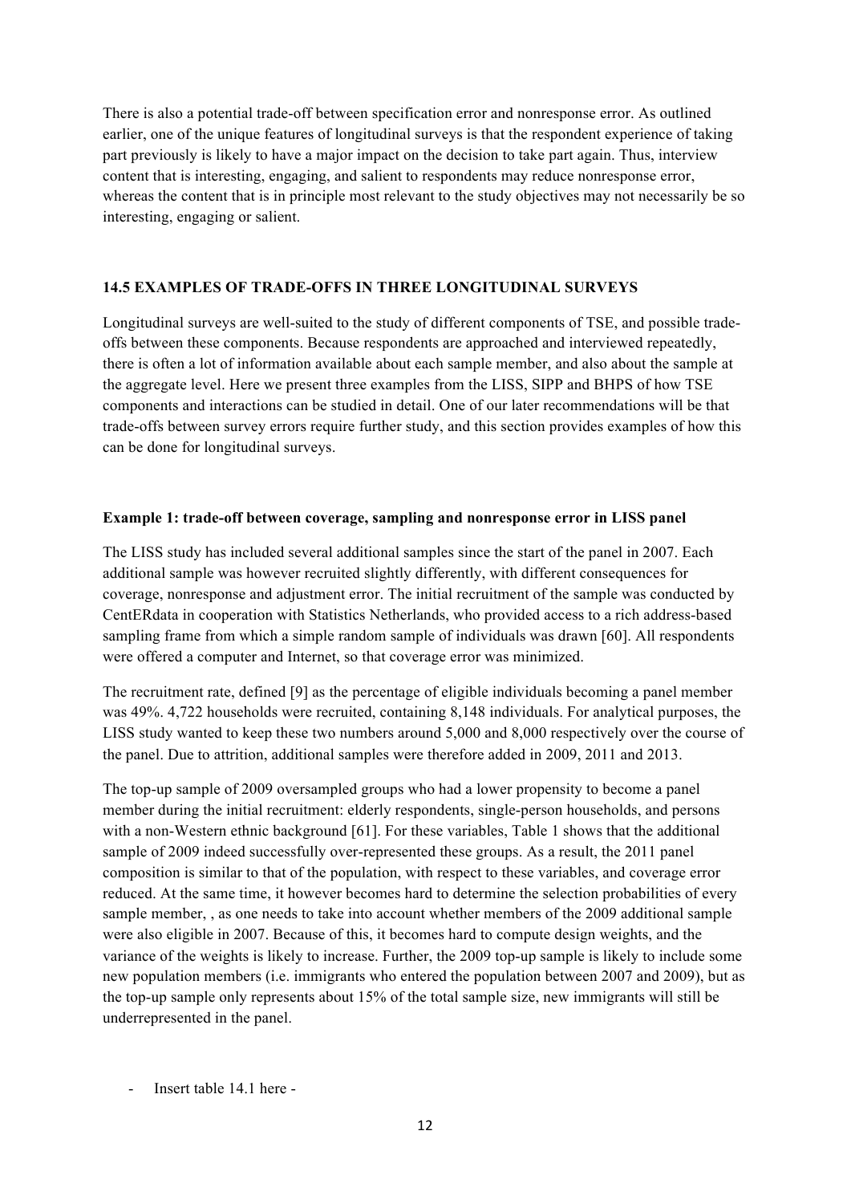There is also a potential trade-off between specification error and nonresponse error. As outlined earlier, one of the unique features of longitudinal surveys is that the respondent experience of taking part previously is likely to have a major impact on the decision to take part again. Thus, interview content that is interesting, engaging, and salient to respondents may reduce nonresponse error, whereas the content that is in principle most relevant to the study objectives may not necessarily be so interesting, engaging or salient.

## 14.5 EXAMPLES OF TRADE-OFFS IN THREE LONGITUDINAL SURVEYS

Longitudinal surveys are well-suited to the study of different components of TSE, and possible trade-offs between these components. Because respondents are approached and interviewed repeatedly, there is often a lot of information available about each sample member, and also about the sample at the aggregate level. Here we present three examples from the LISS, SIPP and BHPS of how TSE components and interactions can be studied in detail. One of our later recommendations will be that trade-offs between survey errors require further study, and this section provides examples of how this can be done for longitudinal surveys.

### Example 1: trade-off between coverage, sampling and nonresponse error in LISS panel

The LISS study has included several additional samples since the start of the panel in 2007. Each additional sample was however recruited slightly differently, with different consequences for coverage, nonresponse and adjustment error. The initial recruitment of the sample was conducted by CentERdata in cooperation with Statistics Netherlands, who provided access to a rich address-based sampling frame from which a simple random sample of individuals was drawn [60]. All respondents were offered a computer and Internet, so that coverage error was minimized.

The recruitment rate, defined [9] as the percentage of eligible individuals becoming a panel member was 49%. 4,722 households were recruited, containing 8,148 individuals. For analytical purposes, the LISS study wanted to keep these two numbers around 5,000 and 8,000 respectively over the course of the panel. Due to attrition, additional samples were therefore added in 2009, 2011 and 2013.

The top-up sample of 2009 oversampled groups who had a lower propensity to become a panel member during the initial recruitment: elderly respondents, single-person households, and persons with a non-Western ethnic background [61]. For these variables, Table 1 shows that the additional sample of 2009 indeed successfully over-represented these groups. As a result, the 2011 panel composition is similar to that of the population, with respect to these variables, and coverage error reduced. At the same time, it however becomes hard to determine the selection probabilities of every sample member, , as one needs to take into account whether members of the 2009 additional sample were also eligible in 2007. Because of this, it becomes hard to compute design weights, and the variance of the weights is likely to increase. Further, the 2009 top-up sample is likely to include some new population members (i.e. immigrants who entered the population between 2007 and 2009), but as the top-up sample only represents about 15% of the total sample size, new immigrants will still be underrepresented in the panel.

- Insert table 14.1 here -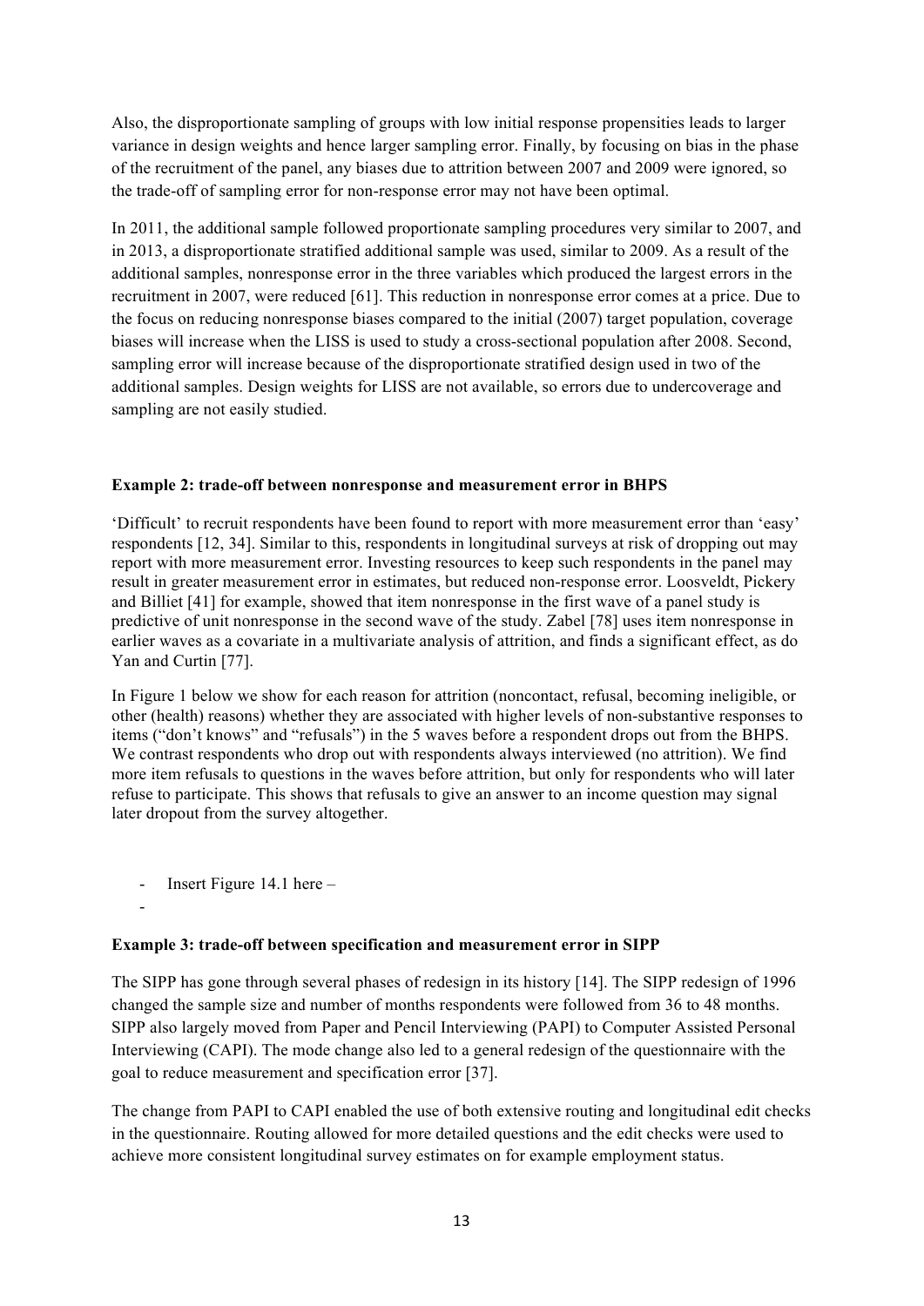Also, the disproportionate sampling of groups with low initial response propensities leads to larger variance in design weights and hence larger sampling error. Finally, by focusing on bias in the phase of the recruitment of the panel, any biases due to attrition between 2007 and 2009 were ignored, so the trade-off of sampling error for non-response error may not have been optimal.

In 2011, the additional sample followed proportionate sampling procedures very similar to 2007, and in 2013, a disproportionate stratified additional sample was used, similar to 2009. As a result of the additional samples, nonresponse error in the three variables which produced the largest errors in the recruitment in 2007, were reduced [61]. This reduction in nonresponse error comes at a price. Due to the focus on reducing nonresponse biases compared to the initial (2007) target population, coverage biases will increase when the LISS is used to study a cross-sectional population after 2008. Second, sampling error will increase because of the disproportionate stratified design used in two of the additional samples. Design weights for LISS are not available, so errors due to undercoverage and sampling are not easily studied.

**Example 2: trade-off between nonresponse and measurement error in BHPS**

'Difficult' to recruit respondents have been found to report with more measurement error than 'easy' respondents [12, 34]. Similar to this, respondents in longitudinal surveys at risk of dropping out may report with more measurement error. Investing resources to keep such respondents in the panel may result in greater measurement error in estimates, but reduced non-response error. Loosveldt, Pickery and Billiet [41] for example, showed that item nonresponse in the first wave of a panel study is predictive of unit nonresponse in the second wave of the study. Zabel [78] uses item nonresponse in earlier waves as a covariate in a multivariate analysis of attrition, and finds a significant effect, as do Yan and Curtin [77].

In Figure 1 below we show for each reason for attrition (noncontact, refusal, becoming ineligible, or other (health) reasons) whether they are associated with higher levels of non-substantive responses to items ("don't knows" and "refusals") in the 5 waves before a respondent drops out from the BHPS. We contrast respondents who drop out with respondents always interviewed (no attrition). We find more item refusals to questions in the waves before attrition, but only for respondents who will later refuse to participate. This shows that refusals to give an answer to an income question may signal later dropout from the survey altogether.

- Insert Figure 14.1 here –
-

**Example 3: trade-off between specification and measurement error in SIPP**

The SIPP has gone through several phases of redesign in its history [14]. The SIPP redesign of 1996 changed the sample size and number of months respondents were followed from 36 to 48 months. SIPP also largely moved from Paper and Pencil Interviewing (PAPI) to Computer Assisted Personal Interviewing (CAPI). The mode change also led to a general redesign of the questionnaire with the goal to reduce measurement and specification error [37].

The change from PAPI to CAPI enabled the use of both extensive routing and longitudinal edit checks in the questionnaire. Routing allowed for more detailed questions and the edit checks were used to achieve more consistent longitudinal survey estimates on for example employment status.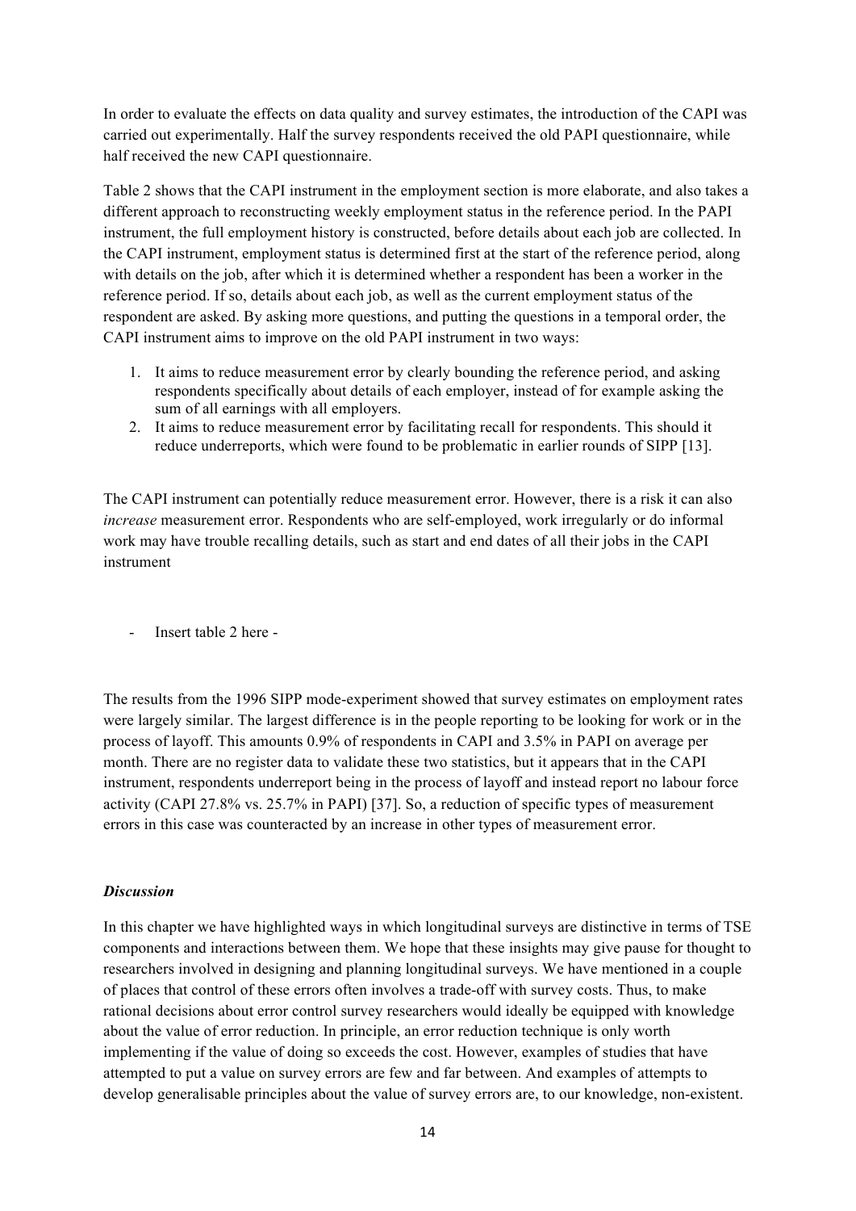In order to evaluate the effects on data quality and survey estimates, the introduction of the CAPI was carried out experimentally. Half the survey respondents received the old PAPI questionnaire, while half received the new CAPI questionnaire.

Table 2 shows that the CAPI instrument in the employment section is more elaborate, and also takes a different approach to reconstructing weekly employment status in the reference period. In the PAPI instrument, the full employment history is constructed, before details about each job are collected. In the CAPI instrument, employment status is determined first at the start of the reference period, along with details on the job, after which it is determined whether a respondent has been a worker in the reference period. If so, details about each job, as well as the current employment status of the respondent are asked. By asking more questions, and putting the questions in a temporal order, the CAPI instrument aims to improve on the old PAPI instrument in two ways:

1. It aims to reduce measurement error by clearly bounding the reference period, and asking respondents specifically about details of each employer, instead of for example asking the sum of all earnings with all employers.
2. It aims to reduce measurement error by facilitating recall for respondents. This should it reduce underreports, which were found to be problematic in earlier rounds of SIPP [13].

The CAPI instrument can potentially reduce measurement error. However, there is a risk it can also *increase* measurement error. Respondents who are self-employed, work irregularly or do informal work may have trouble recalling details, such as start and end dates of all their jobs in the CAPI instrument

- Insert table 2 here -

The results from the 1996 SIPP mode-experiment showed that survey estimates on employment rates were largely similar. The largest difference is in the people reporting to be looking for work or in the process of layoff. This amounts 0.9% of respondents in CAPI and 3.5% in PAPI on average per month. There are no register data to validate these two statistics, but it appears that in the CAPI instrument, respondents underreport being in the process of layoff and instead report no labour force activity (CAPI 27.8% vs. 25.7% in PAPI) [37]. So, a reduction of specific types of measurement errors in this case was counteracted by an increase in other types of measurement error.

### *Discussion*

In this chapter we have highlighted ways in which longitudinal surveys are distinctive in terms of TSE components and interactions between them. We hope that these insights may give pause for thought to researchers involved in designing and planning longitudinal surveys. We have mentioned in a couple of places that control of these errors often involves a trade-off with survey costs. Thus, to make rational decisions about error control survey researchers would ideally be equipped with knowledge about the value of error reduction. In principle, an error reduction technique is only worth implementing if the value of doing so exceeds the cost. However, examples of studies that have attempted to put a value on survey errors are few and far between. And examples of attempts to develop generalisable principles about the value of survey errors are, to our knowledge, non-existent.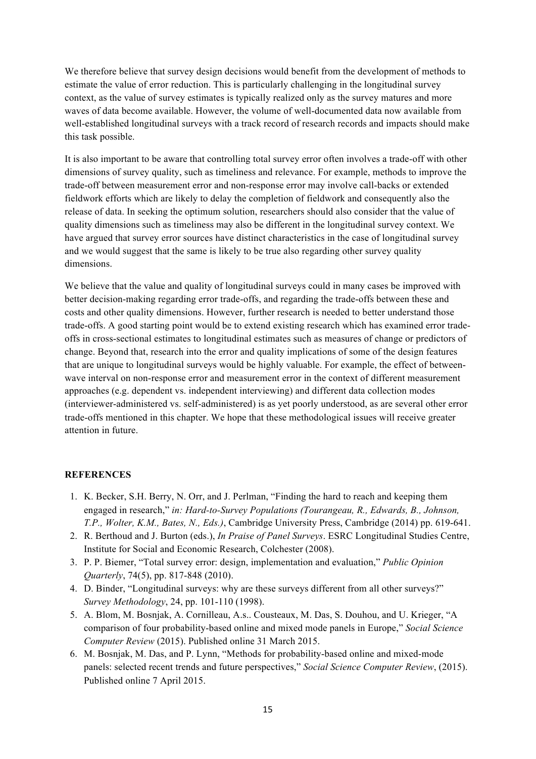We therefore believe that survey design decisions would benefit from the development of methods to estimate the value of error reduction. This is particularly challenging in the longitudinal survey context, as the value of survey estimates is typically realized only as the survey matures and more waves of data become available. However, the volume of well-documented data now available from well-established longitudinal surveys with a track record of research records and impacts should make this task possible.

It is also important to be aware that controlling total survey error often involves a trade-off with other dimensions of survey quality, such as timeliness and relevance. For example, methods to improve the trade-off between measurement error and non-response error may involve call-backs or extended fieldwork efforts which are likely to delay the completion of fieldwork and consequently also the release of data. In seeking the optimum solution, researchers should also consider that the value of quality dimensions such as timeliness may also be different in the longitudinal survey context. We have argued that survey error sources have distinct characteristics in the case of longitudinal survey and we would suggest that the same is likely to be true also regarding other survey quality dimensions.

We believe that the value and quality of longitudinal surveys could in many cases be improved with better decision-making regarding error trade-offs, and regarding the trade-offs between these and costs and other quality dimensions. However, further research is needed to better understand those trade-offs. A good starting point would be to extend existing research which has examined error trade-offs in cross-sectional estimates to longitudinal estimates such as measures of change or predictors of change. Beyond that, research into the error and quality implications of some of the design features that are unique to longitudinal surveys would be highly valuable. For example, the effect of between-wave interval on non-response error and measurement error in the context of different measurement approaches (e.g. dependent vs. independent interviewing) and different data collection modes (interviewer-administered vs. self-administered) is as yet poorly understood, as are several other error trade-offs mentioned in this chapter. We hope that these methodological issues will receive greater attention in future.

## REFERENCES

1. K. Becker, S.H. Berry, N. Orr, and J. Perlman, "Finding the hard to reach and keeping them engaged in research," *in: Hard-to-Survey Populations (Tourangeau, R., Edwards, B., Johnson, T.P., Wolter, K.M., Bates, N., Eds.)*, Cambridge University Press, Cambridge (2014) pp. 619-641.
2. R. Berthoud and J. Burton (eds.), *In Praise of Panel Surveys*. ESRC Longitudinal Studies Centre, Institute for Social and Economic Research, Colchester (2008).
3. P. P. Biemer, "Total survey error: design, implementation and evaluation," *Public Opinion Quarterly*, 74(5), pp. 817-848 (2010).
4. D. Binder, "Longitudinal surveys: why are these surveys different from all other surveys?" *Survey Methodology*, 24, pp. 101-110 (1998).
5. A. Blom, M. Bosnjak, A. Cornilleau, A.s.. Cousteaux, M. Das, S. Douhou, and U. Krieger, "A comparison of four probability-based online and mixed mode panels in Europe," *Social Science Computer Review* (2015). Published online 31 March 2015.
6. M. Bosnjak, M. Das, and P. Lynn, "Methods for probability-based online and mixed-mode panels: selected recent trends and future perspectives," *Social Science Computer Review*, (2015). Published online 7 April 2015.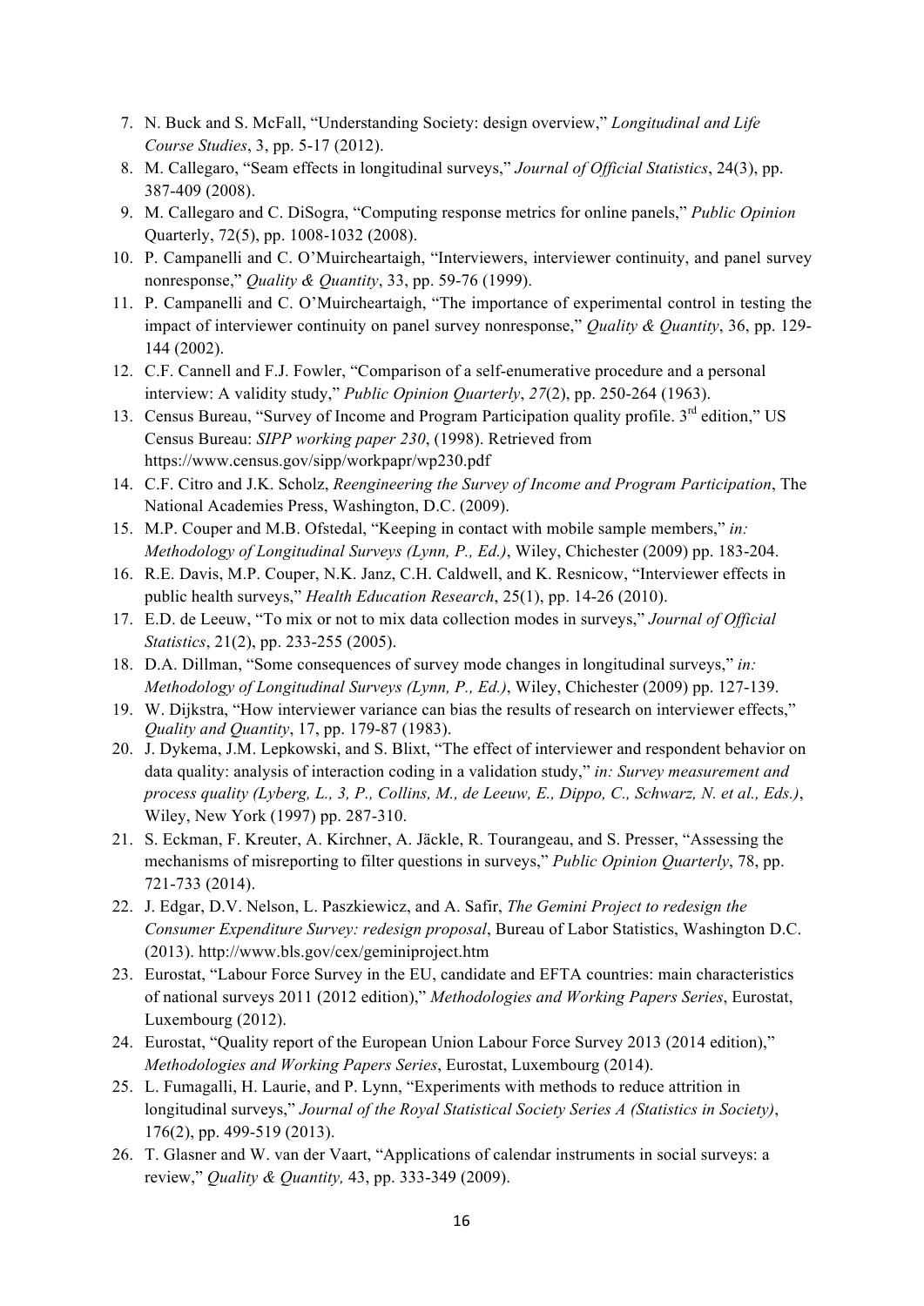7. N. Buck and S. McFall, "Understanding Society: design overview," *Longitudinal and Life Course Studies*, 3, pp. 5-17 (2012).
8. M. Callegaro, "Seam effects in longitudinal surveys," *Journal of Official Statistics*, 24(3), pp. 387-409 (2008).
9. M. Callegaro and C. DiSogra, "Computing response metrics for online panels," *Public Opinion* Quarterly, 72(5), pp. 1008-1032 (2008).
10. P. Campanelli and C. O'Muircheartaigh, "Interviewers, interviewer continuity, and panel survey nonresponse," *Quality & Quantity*, 33, pp. 59-76 (1999).
11. P. Campanelli and C. O'Muircheartaigh, "The importance of experimental control in testing the impact of interviewer continuity on panel survey nonresponse," *Quality & Quantity*, 36, pp. 129-144 (2002).
12. C.F. Cannell and F.J. Fowler, "Comparison of a self-enumerative procedure and a personal interview: A validity study," *Public Opinion Quarterly*, *27*(2), pp. 250-264 (1963).
13. Census Bureau, "Survey of Income and Program Participation quality profile. 3rd edition," US Census Bureau: *SIPP working paper 230*, (1998). Retrieved from https://www.census.gov/sipp/workpapr/wp230.pdf
14. C.F. Citro and J.K. Scholz, *Reengineering the Survey of Income and Program Participation*, The National Academies Press, Washington, D.C. (2009).
15. M.P. Couper and M.B. Ofstedal, "Keeping in contact with mobile sample members," *in: Methodology of Longitudinal Surveys (Lynn, P., Ed.)*, Wiley, Chichester (2009) pp. 183-204.
16. R.E. Davis, M.P. Couper, N.K. Janz, C.H. Caldwell, and K. Resnicow, "Interviewer effects in public health surveys," *Health Education Research*, 25(1), pp. 14-26 (2010).
17. E.D. de Leeuw, "To mix or not to mix data collection modes in surveys," *Journal of Official Statistics*, 21(2), pp. 233-255 (2005).
18. D.A. Dillman, "Some consequences of survey mode changes in longitudinal surveys," *in: Methodology of Longitudinal Surveys (Lynn, P., Ed.)*, Wiley, Chichester (2009) pp. 127-139.
19. W. Dijkstra, "How interviewer variance can bias the results of research on interviewer effects," *Quality and Quantity*, 17, pp. 179-87 (1983).
20. J. Dykema, J.M. Lepkowski, and S. Blixt, "The effect of interviewer and respondent behavior on data quality: analysis of interaction coding in a validation study," *in: Survey measurement and process quality (Lyberg, L., 3, P., Collins, M., de Leeuw, E., Dippo, C., Schwarz, N. et al., Eds.)*, Wiley, New York (1997) pp. 287-310.
21. S. Eckman, F. Kreuter, A. Kirchner, A. Jäckle, R. Tourangeau, and S. Presser, "Assessing the mechanisms of misreporting to filter questions in surveys," *Public Opinion Quarterly*, 78, pp. 721-733 (2014).
22. J. Edgar, D.V. Nelson, L. Paszkiewicz, and A. Safir, *The Gemini Project to redesign the Consumer Expenditure Survey: redesign proposal*, Bureau of Labor Statistics, Washington D.C. (2013). http://www.bls.gov/cex/geminiproject.htm
23. Eurostat, "Labour Force Survey in the EU, candidate and EFTA countries: main characteristics of national surveys 2011 (2012 edition)," *Methodologies and Working Papers Series*, Eurostat, Luxembourg (2012).
24. Eurostat, "Quality report of the European Union Labour Force Survey 2013 (2014 edition)," *Methodologies and Working Papers Series*, Eurostat, Luxembourg (2014).
25. L. Fumagalli, H. Laurie, and P. Lynn, "Experiments with methods to reduce attrition in longitudinal surveys," *Journal of the Royal Statistical Society Series A (Statistics in Society)*, 176(2), pp. 499-519 (2013).
26. T. Glasner and W. van der Vaart, "Applications of calendar instruments in social surveys: a review," *Quality & Quantity,* 43, pp. 333-349 (2009).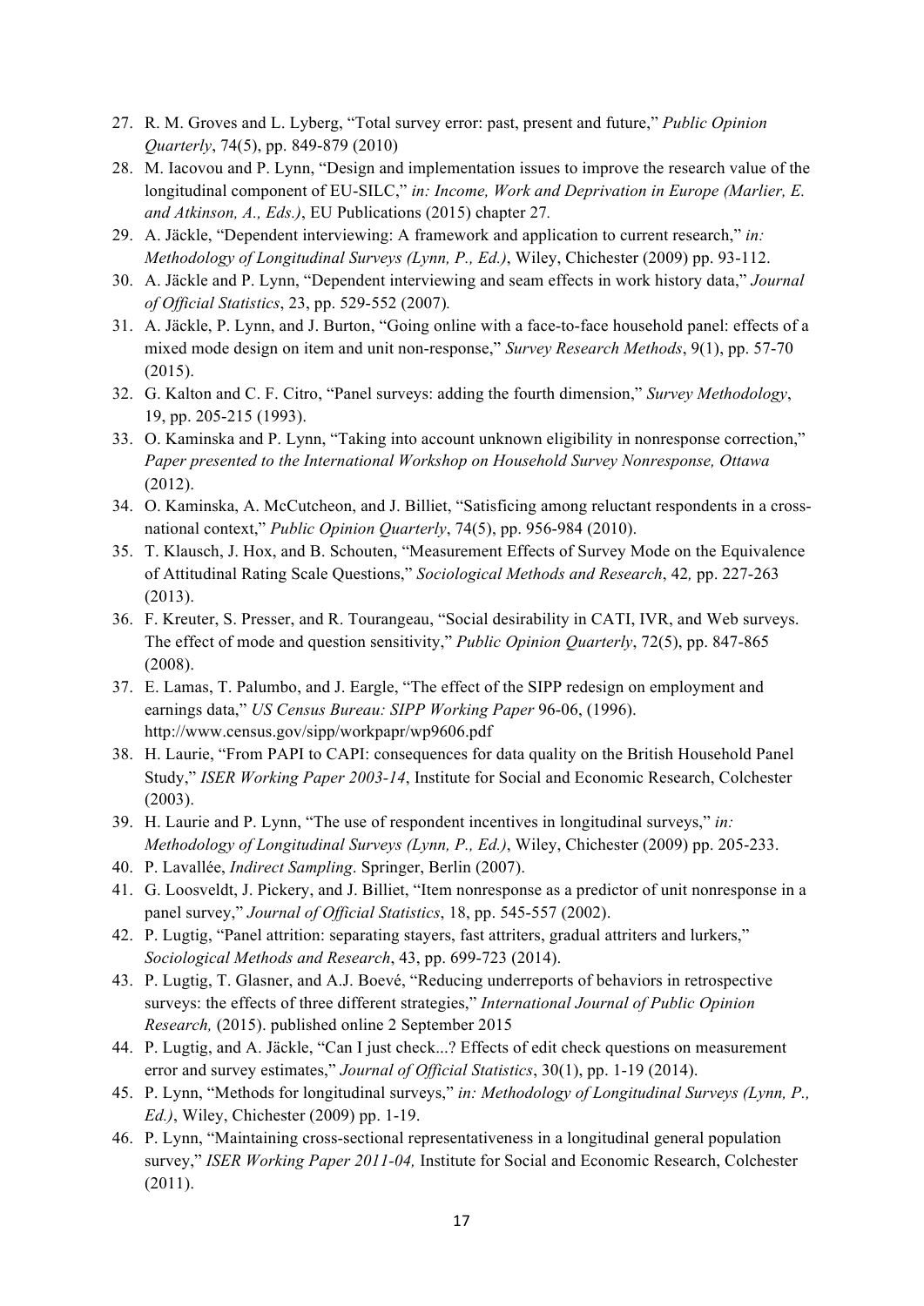27. R. M. Groves and L. Lyberg, "Total survey error: past, present and future," *Public Opinion Quarterly*, 74(5), pp. 849-879 (2010)
28. M. Iacovou and P. Lynn, "Design and implementation issues to improve the research value of the longitudinal component of EU-SILC," *in: Income, Work and Deprivation in Europe (Marlier, E. and Atkinson, A., Eds.)*, EU Publications (2015) chapter 27.
29. A. Jäckle, "Dependent interviewing: A framework and application to current research," *in: Methodology of Longitudinal Surveys (Lynn, P., Ed.)*, Wiley, Chichester (2009) pp. 93-112.
30. A. Jäckle and P. Lynn, "Dependent interviewing and seam effects in work history data," *Journal of Official Statistics*, 23, pp. 529-552 (2007).
31. A. Jäckle, P. Lynn, and J. Burton, "Going online with a face-to-face household panel: effects of a mixed mode design on item and unit non-response," *Survey Research Methods*, 9(1), pp. 57-70 (2015).
32. G. Kalton and C. F. Citro, "Panel surveys: adding the fourth dimension," *Survey Methodology*, 19, pp. 205-215 (1993).
33. O. Kaminska and P. Lynn, "Taking into account unknown eligibility in nonresponse correction," *Paper presented to the International Workshop on Household Survey Nonresponse, Ottawa* (2012).
34. O. Kaminska, A. McCutcheon, and J. Billiet, "Satisficing among reluctant respondents in a cross-national context," *Public Opinion Quarterly*, 74(5), pp. 956-984 (2010).
35. T. Klausch, J. Hox, and B. Schouten, "Measurement Effects of Survey Mode on the Equivalence of Attitudinal Rating Scale Questions," *Sociological Methods and Research*, 42, pp. 227-263 (2013).
36. F. Kreuter, S. Presser, and R. Tourangeau, "Social desirability in CATI, IVR, and Web surveys. The effect of mode and question sensitivity," *Public Opinion Quarterly*, 72(5), pp. 847-865 (2008).
37. E. Lamas, T. Palumbo, and J. Eargle, "The effect of the SIPP redesign on employment and earnings data," *US Census Bureau: SIPP Working Paper* 96-06, (1996). http://www.census.gov/sipp/workpapr/wp9606.pdf
38. H. Laurie, "From PAPI to CAPI: consequences for data quality on the British Household Panel Study," *ISER Working Paper 2003-14*, Institute for Social and Economic Research, Colchester (2003).
39. H. Laurie and P. Lynn, "The use of respondent incentives in longitudinal surveys," *in: Methodology of Longitudinal Surveys (Lynn, P., Ed.)*, Wiley, Chichester (2009) pp. 205-233.
40. P. Lavallée, *Indirect Sampling*. Springer, Berlin (2007).
41. G. Loosveldt, J. Pickery, and J. Billiet, "Item nonresponse as a predictor of unit nonresponse in a panel survey," *Journal of Official Statistics*, 18, pp. 545-557 (2002).
42. P. Lugtig, "Panel attrition: separating stayers, fast attriters, gradual attriters and lurkers," *Sociological Methods and Research*, 43, pp. 699-723 (2014).
43. P. Lugtig, T. Glasner, and A.J. Boevé, "Reducing underreports of behaviors in retrospective surveys: the effects of three different strategies," *International Journal of Public Opinion Research,* (2015). published online 2 September 2015
44. P. Lugtig, and A. Jäckle, "Can I just check...? Effects of edit check questions on measurement error and survey estimates," *Journal of Official Statistics*, 30(1), pp. 1-19 (2014).
45. P. Lynn, "Methods for longitudinal surveys," *in: Methodology of Longitudinal Surveys (Lynn, P., Ed.)*, Wiley, Chichester (2009) pp. 1-19.
46. P. Lynn, "Maintaining cross-sectional representativeness in a longitudinal general population survey," *ISER Working Paper 2011-04,* Institute for Social and Economic Research, Colchester (2011).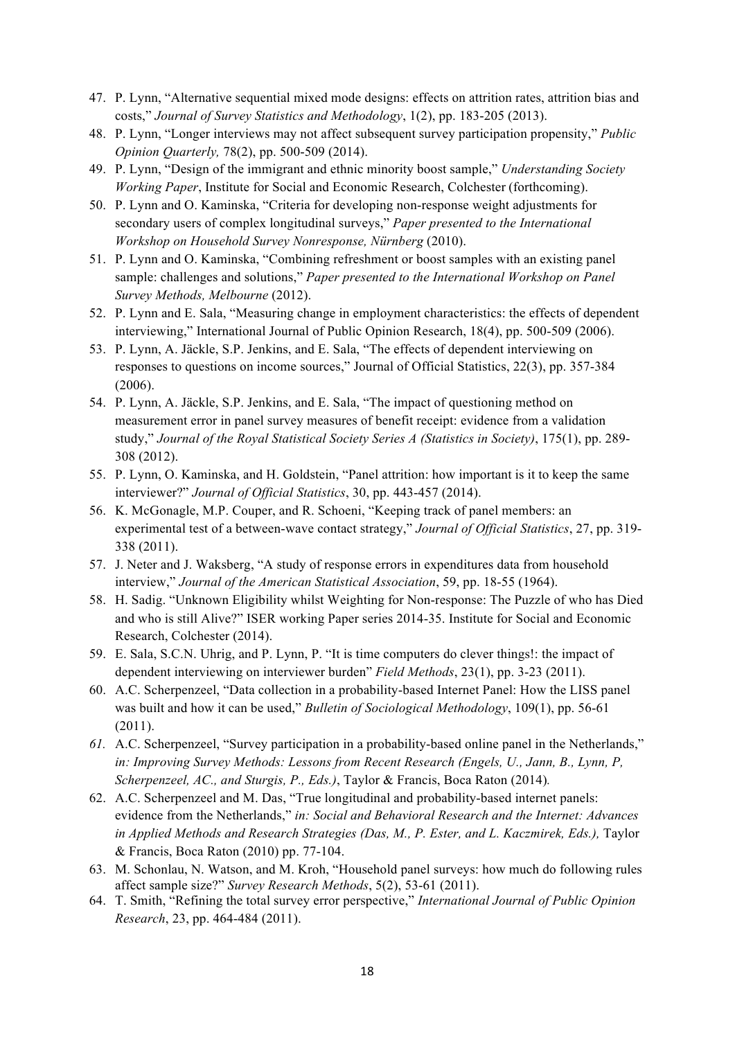47. P. Lynn, "Alternative sequential mixed mode designs: effects on attrition rates, attrition bias and costs," *Journal of Survey Statistics and Methodology*, 1(2), pp. 183-205 (2013).
48. P. Lynn, "Longer interviews may not affect subsequent survey participation propensity," *Public Opinion Quarterly,* 78(2), pp. 500-509 (2014).
49. P. Lynn, "Design of the immigrant and ethnic minority boost sample," *Understanding Society Working Paper*, Institute for Social and Economic Research, Colchester (forthcoming).
50. P. Lynn and O. Kaminska, "Criteria for developing non-response weight adjustments for secondary users of complex longitudinal surveys," *Paper presented to the International Workshop on Household Survey Nonresponse, Nürnberg* (2010).
51. P. Lynn and O. Kaminska, "Combining refreshment or boost samples with an existing panel sample: challenges and solutions," *Paper presented to the International Workshop on Panel Survey Methods, Melbourne* (2012).
52. P. Lynn and E. Sala, "Measuring change in employment characteristics: the effects of dependent interviewing," International Journal of Public Opinion Research, 18(4), pp. 500-509 (2006).
53. P. Lynn, A. Jäckle, S.P. Jenkins, and E. Sala, "The effects of dependent interviewing on responses to questions on income sources," Journal of Official Statistics, 22(3), pp. 357-384 (2006).
54. P. Lynn, A. Jäckle, S.P. Jenkins, and E. Sala, "The impact of questioning method on measurement error in panel survey measures of benefit receipt: evidence from a validation study," *Journal of the Royal Statistical Society Series A (Statistics in Society)*, 175(1), pp. 289-308 (2012).
55. P. Lynn, O. Kaminska, and H. Goldstein, "Panel attrition: how important is it to keep the same interviewer?" *Journal of Official Statistics*, 30, pp. 443-457 (2014).
56. K. McGonagle, M.P. Couper, and R. Schoeni, "Keeping track of panel members: an experimental test of a between-wave contact strategy," *Journal of Official Statistics*, 27, pp. 319-338 (2011).
57. J. Neter and J. Waksberg, "A study of response errors in expenditures data from household interview," *Journal of the American Statistical Association*, 59, pp. 18-55 (1964).
58. H. Sadig. "Unknown Eligibility whilst Weighting for Non-response: The Puzzle of who has Died and who is still Alive?" ISER working Paper series 2014-35. Institute for Social and Economic Research, Colchester (2014).
59. E. Sala, S.C.N. Uhrig, and P. Lynn, P. "It is time computers do clever things!: the impact of dependent interviewing on interviewer burden" *Field Methods*, 23(1), pp. 3-23 (2011).
60. A.C. Scherpenzeel, "Data collection in a probability-based Internet Panel: How the LISS panel was built and how it can be used," *Bulletin of Sociological Methodology*, 109(1), pp. 56-61 (2011).
61. A.C. Scherpenzeel, "Survey participation in a probability-based online panel in the Netherlands," *in: Improving Survey Methods: Lessons from Recent Research (Engels, U., Jann, B., Lynn, P, Scherpenzeel, AC., and Sturgis, P., Eds.)*, Taylor & Francis, Boca Raton (2014).
62. A.C. Scherpenzeel and M. Das, "True longitudinal and probability-based internet panels: evidence from the Netherlands," *in: Social and Behavioral Research and the Internet: Advances in Applied Methods and Research Strategies (Das, M., P. Ester, and L. Kaczmirek, Eds.),* Taylor & Francis, Boca Raton (2010) pp. 77-104.
63. M. Schonlau, N. Watson, and M. Kroh, "Household panel surveys: how much do following rules affect sample size?" *Survey Research Methods*, 5(2), 53-61 (2011).
64. T. Smith, "Refining the total survey error perspective," *International Journal of Public Opinion Research*, 23, pp. 464-484 (2011).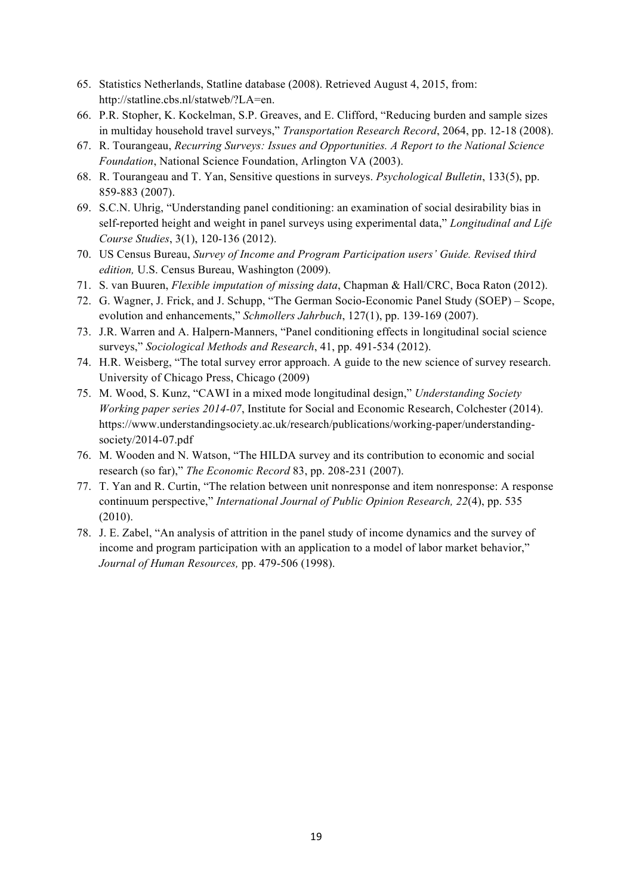65. Statistics Netherlands, Statline database (2008). Retrieved August 4, 2015, from: http://statline.cbs.nl/statweb/?LA=en.
66. P.R. Stopher, K. Kockelman, S.P. Greaves, and E. Clifford, "Reducing burden and sample sizes in multiday household travel surveys," *Transportation Research Record*, 2064, pp. 12-18 (2008).
67. R. Tourangeau, *Recurring Surveys: Issues and Opportunities. A Report to the National Science Foundation*, National Science Foundation, Arlington VA (2003).
68. R. Tourangeau and T. Yan, Sensitive questions in surveys. *Psychological Bulletin*, 133(5), pp. 859-883 (2007).
69. S.C.N. Uhrig, "Understanding panel conditioning: an examination of social desirability bias in self-reported height and weight in panel surveys using experimental data," *Longitudinal and Life Course Studies*, 3(1), 120-136 (2012).
70. US Census Bureau, *Survey of Income and Program Participation users' Guide. Revised third edition,* U.S. Census Bureau, Washington (2009).
71. S. van Buuren, *Flexible imputation of missing data*, Chapman & Hall/CRC, Boca Raton (2012).
72. G. Wagner, J. Frick, and J. Schupp, "The German Socio-Economic Panel Study (SOEP) – Scope, evolution and enhancements," *Schmollers Jahrbuch*, 127(1), pp. 139-169 (2007).
73. J.R. Warren and A. Halpern-Manners, "Panel conditioning effects in longitudinal social science surveys," *Sociological Methods and Research*, 41, pp. 491-534 (2012).
74. H.R. Weisberg, "The total survey error approach. A guide to the new science of survey research. University of Chicago Press, Chicago (2009)
75. M. Wood, S. Kunz, "CAWI in a mixed mode longitudinal design," *Understanding Society Working paper series 2014-07*, Institute for Social and Economic Research, Colchester (2014). https://www.understandingsociety.ac.uk/research/publications/working-paper/understanding-society/2014-07.pdf
76. M. Wooden and N. Watson, "The HILDA survey and its contribution to economic and social research (so far)," *The Economic Record* 83, pp. 208-231 (2007).
77. T. Yan and R. Curtin, "The relation between unit nonresponse and item nonresponse: A response continuum perspective," *International Journal of Public Opinion Research, 22*(4), pp. 535 (2010).
78. J. E. Zabel, "An analysis of attrition in the panel study of income dynamics and the survey of income and program participation with an application to a model of labor market behavior," *Journal of Human Resources,* pp. 479-506 (1998).